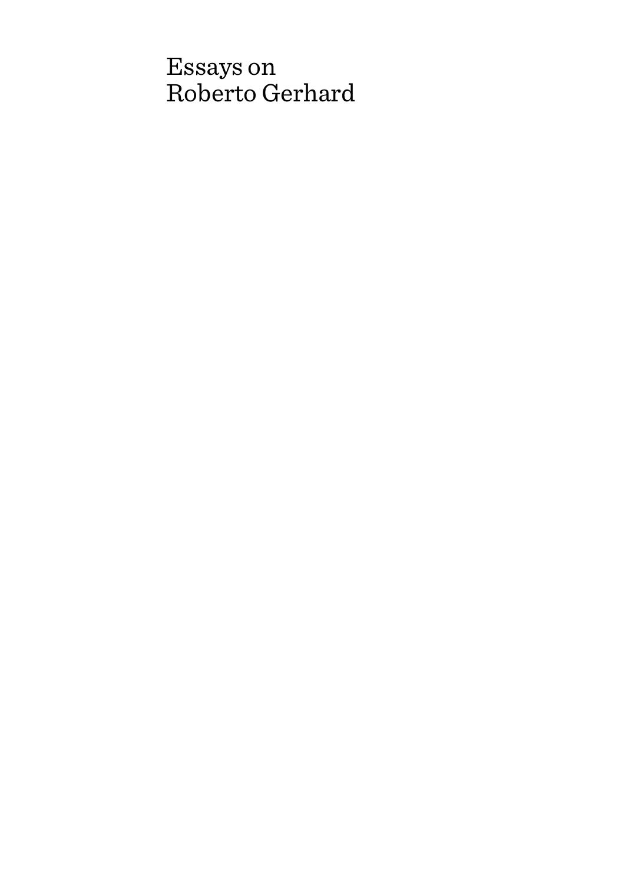# Essays on Roberto Gerhard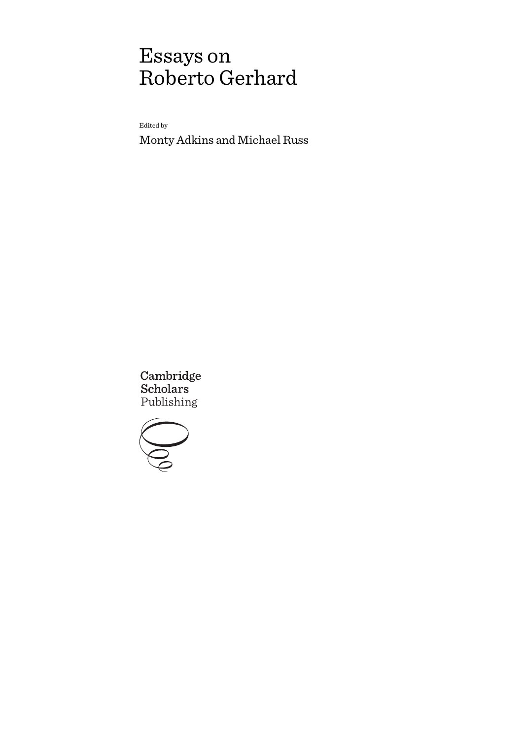# Essays on Roberto Gerhard

Edited by

Monty Adkins and Michael Russ

Cambridge Scholars Publishing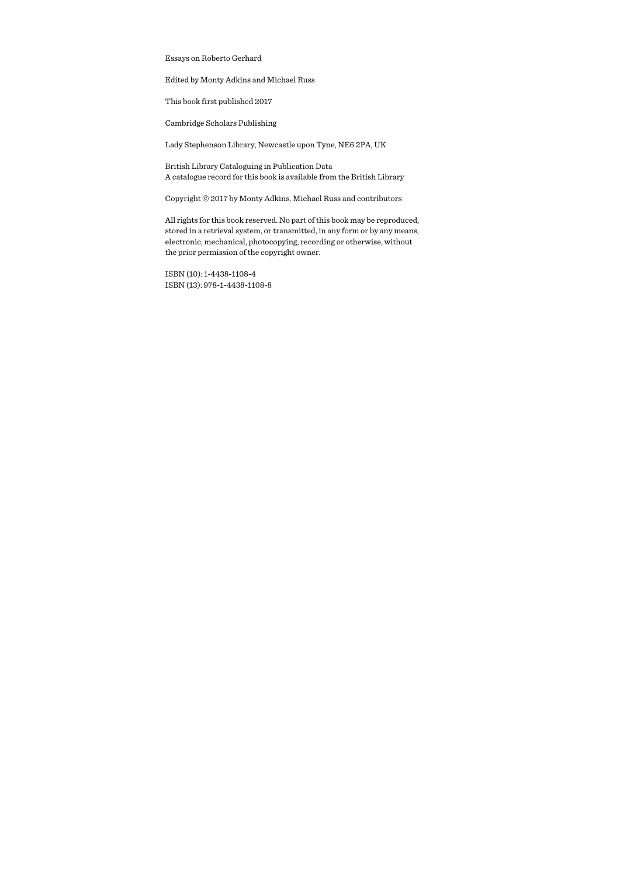Essays on Roberto Gerhard

Edited by Monty Adkins and Michael Russ

This book first published 2017

Cambridge Scholars Publishing

Lady Stephenson Library, Newcastle upon Tyne, NE6 2PA, UK

British Library Cataloguing in Publication Data
A catalogue record for this book is available from the British Library

Copyright © 2017 by Monty Adkins, Michael Russ and contributors

All rights for this book reserved. No part of this book may be reproduced, stored in a retrieval system, or transmitted, in any form or by any means, electronic, mechanical, photocopying, recording or otherwise, without the prior permission of the copyright owner.

ISBN (10): 1-4438-1108-4
ISBN (13): 978-1-4438-1108-8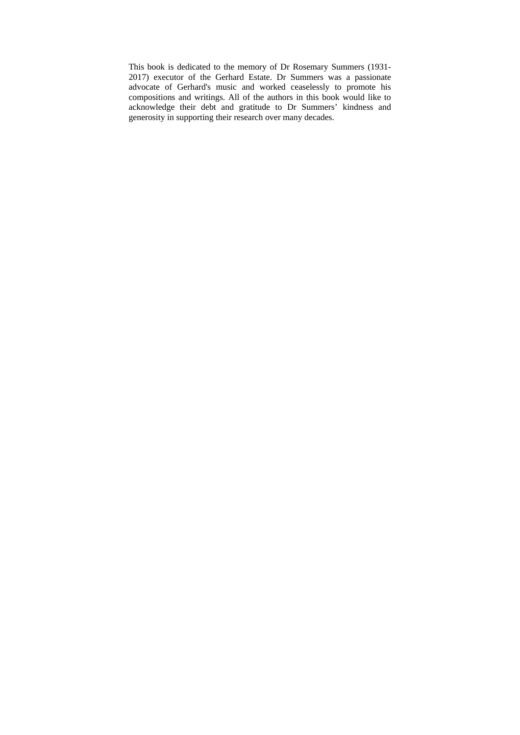This book is dedicated to the memory of Dr Rosemary Summers (1931-2017) executor of the Gerhard Estate. Dr Summers was a passionate advocate of Gerhard's music and worked ceaselessly to promote his compositions and writings. All of the authors in this book would like to acknowledge their debt and gratitude to Dr Summers' kindness and generosity in supporting their research over many decades.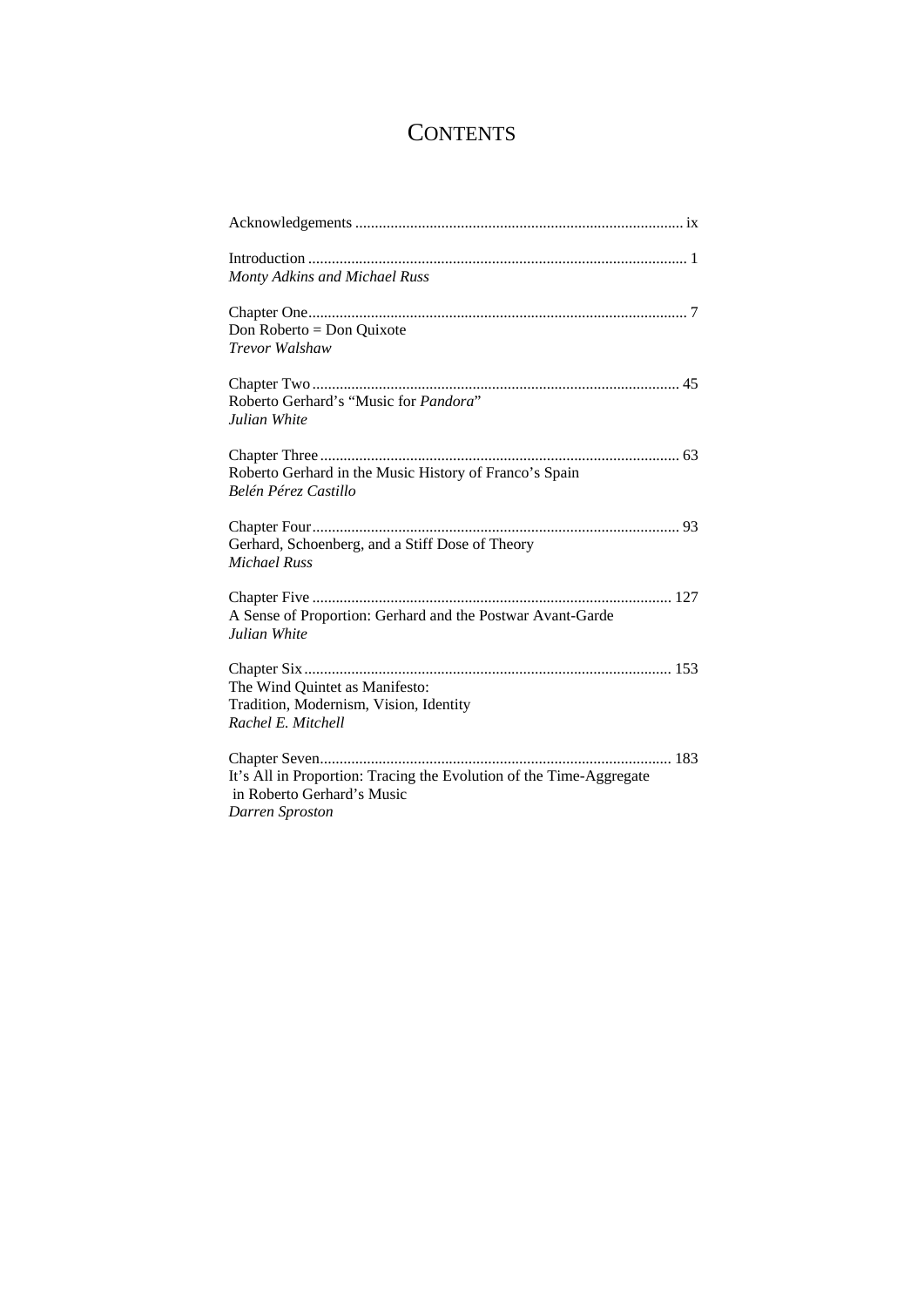# Contents

Acknowledgements ... ix

Introduction ... 1
*Monty Adkins and Michael Russ*

Chapter One ... 7
Don Roberto = Don Quixote
*Trevor Walshaw*

Chapter Two ... 45
Roberto Gerhard's "Music for *Pandora*"
*Julian White*

Chapter Three ... 63
Roberto Gerhard in the Music History of Franco's Spain
*Belén Pérez Castillo*

Chapter Four ... 93
Gerhard, Schoenberg, and a Stiff Dose of Theory
*Michael Russ*

Chapter Five ... 127
A Sense of Proportion: Gerhard and the Postwar Avant-Garde
*Julian White*

Chapter Six ... 153
The Wind Quintet as Manifesto:
Tradition, Modernism, Vision, Identity
*Rachel E. Mitchell*

Chapter Seven ... 183
It's All in Proportion: Tracing the Evolution of the Time-Aggregate in Roberto Gerhard's Music
*Darren Sproston*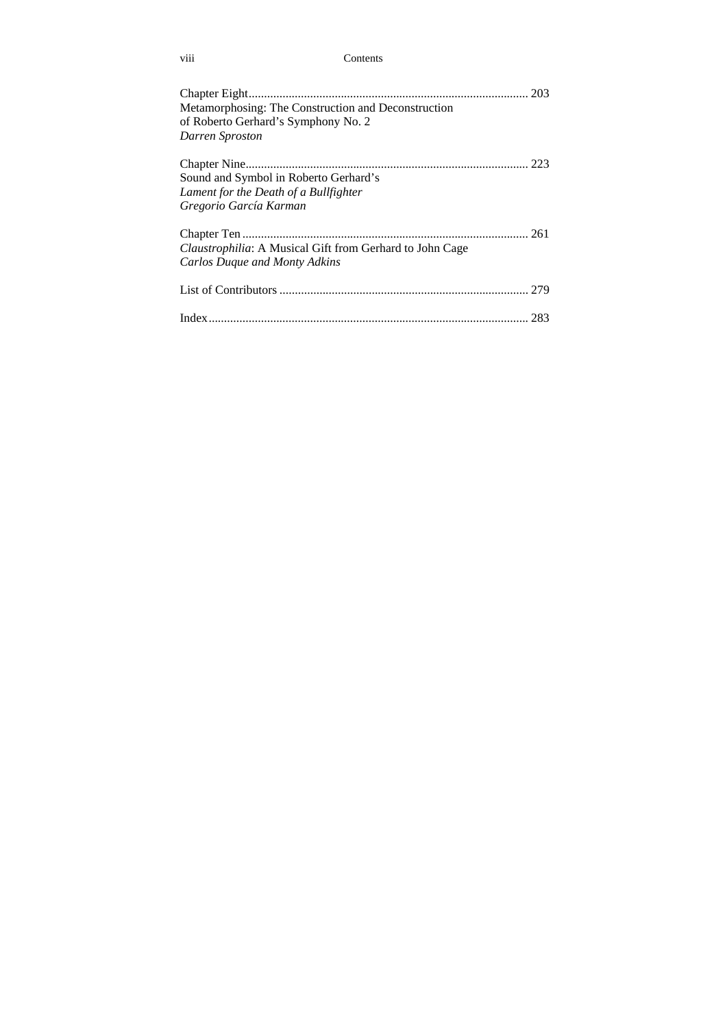Chapter Eight ... 203
Metamorphosing: The Construction and Deconstruction of Roberto Gerhard's Symphony No. 2
*Darren Sproston*

Chapter Nine ... 223
Sound and Symbol in Roberto Gerhard's *Lament for the Death of a Bullfighter*
*Gregorio García Karman*

Chapter Ten ... 261
*Claustrophilia*: A Musical Gift from Gerhard to John Cage
*Carlos Duque and Monty Adkins*

List of Contributors ... 279

Index ... 283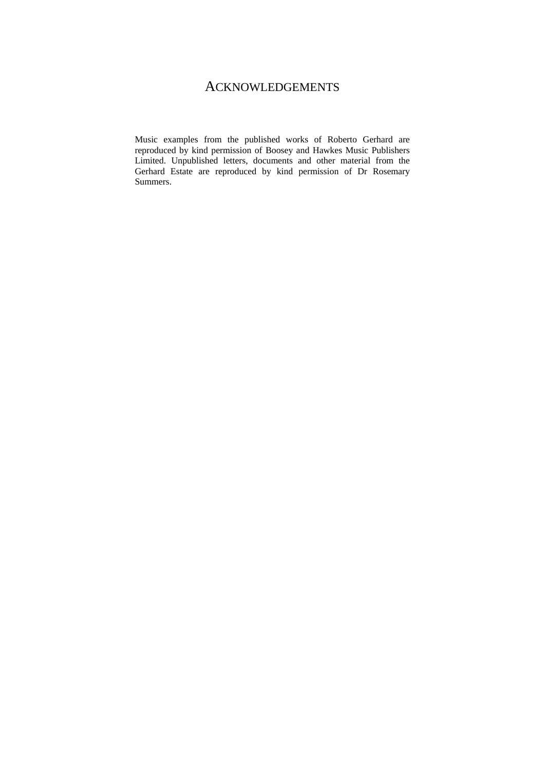# Acknowledgements

Music examples from the published works of Roberto Gerhard are reproduced by kind permission of Boosey and Hawkes Music Publishers Limited. Unpublished letters, documents and other material from the Gerhard Estate are reproduced by kind permission of Dr Rosemary Summers.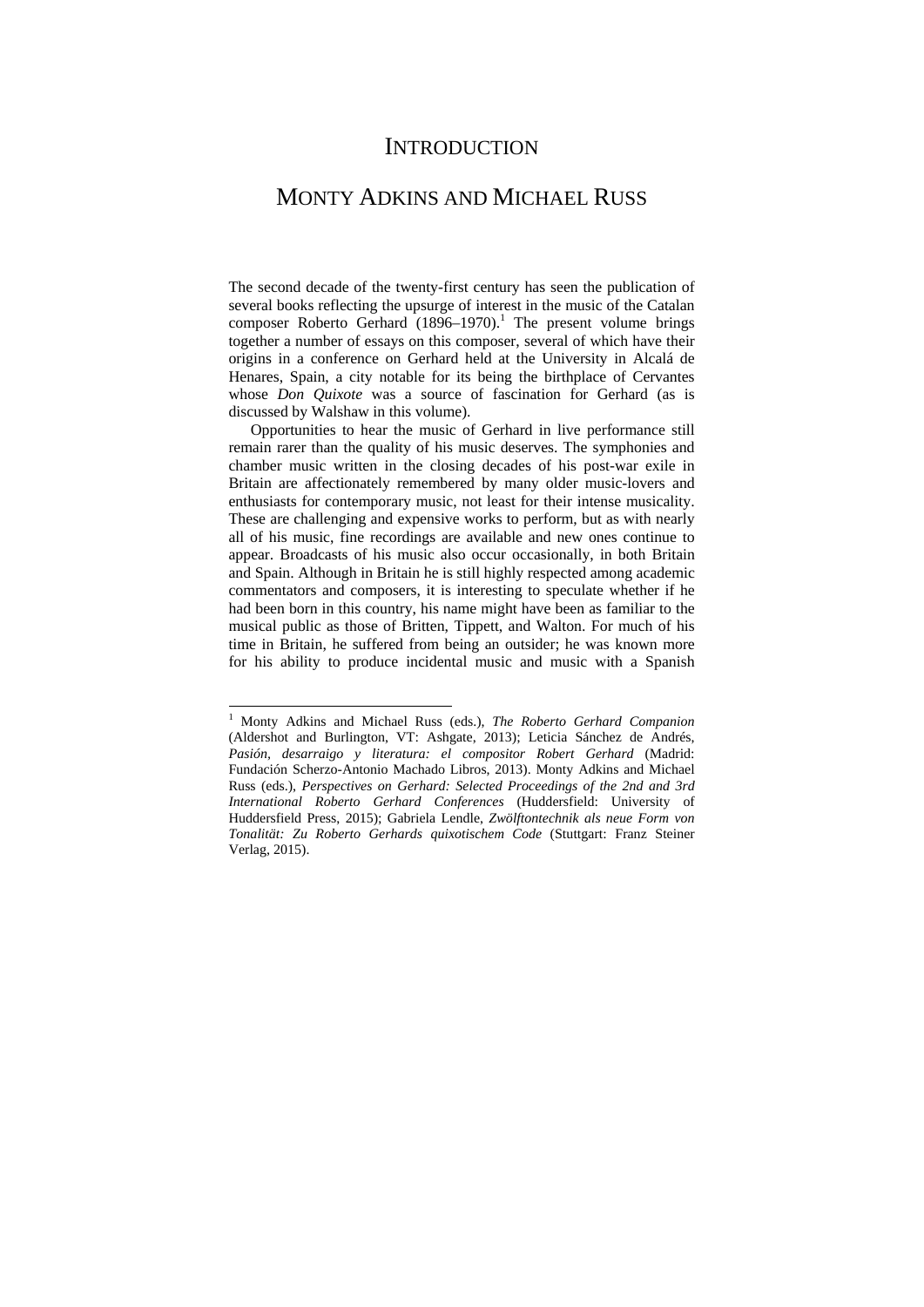# INTRODUCTION

## MONTY ADKINS AND MICHAEL RUSS

The second decade of the twenty-first century has seen the publication of several books reflecting the upsurge of interest in the music of the Catalan composer Roberto Gerhard (1896–1970).[1] The present volume brings together a number of essays on this composer, several of which have their origins in a conference on Gerhard held at the University in Alcalá de Henares, Spain, a city notable for its being the birthplace of Cervantes whose *Don Quixote* was a source of fascination for Gerhard (as is discussed by Walshaw in this volume).

Opportunities to hear the music of Gerhard in live performance still remain rarer than the quality of his music deserves. The symphonies and chamber music written in the closing decades of his post-war exile in Britain are affectionately remembered by many older music-lovers and enthusiasts for contemporary music, not least for their intense musicality. These are challenging and expensive works to perform, but as with nearly all of his music, fine recordings are available and new ones continue to appear. Broadcasts of his music also occur occasionally, in both Britain and Spain. Although in Britain he is still highly respected among academic commentators and composers, it is interesting to speculate whether if he had been born in this country, his name might have been as familiar to the musical public as those of Britten, Tippett, and Walton. For much of his time in Britain, he suffered from being an outsider; he was known more for his ability to produce incidental music and music with a Spanish

---

[1] Monty Adkins and Michael Russ (eds.), *The Roberto Gerhard Companion* (Aldershot and Burlington, VT: Ashgate, 2013); Leticia Sánchez de Andrés, *Pasión, desarraigo y literatura: el compositor Robert Gerhard* (Madrid: Fundación Scherzo-Antonio Machado Libros, 2013). Monty Adkins and Michael Russ (eds.), *Perspectives on Gerhard: Selected Proceedings of the 2nd and 3rd International Roberto Gerhard Conferences* (Huddersfield: University of Huddersfield Press, 2015); Gabriela Lendle, *Zwölftontechnik als neue Form von Tonalität: Zu Roberto Gerhards quixotischem Code* (Stuttgart: Franz Steiner Verlag, 2015).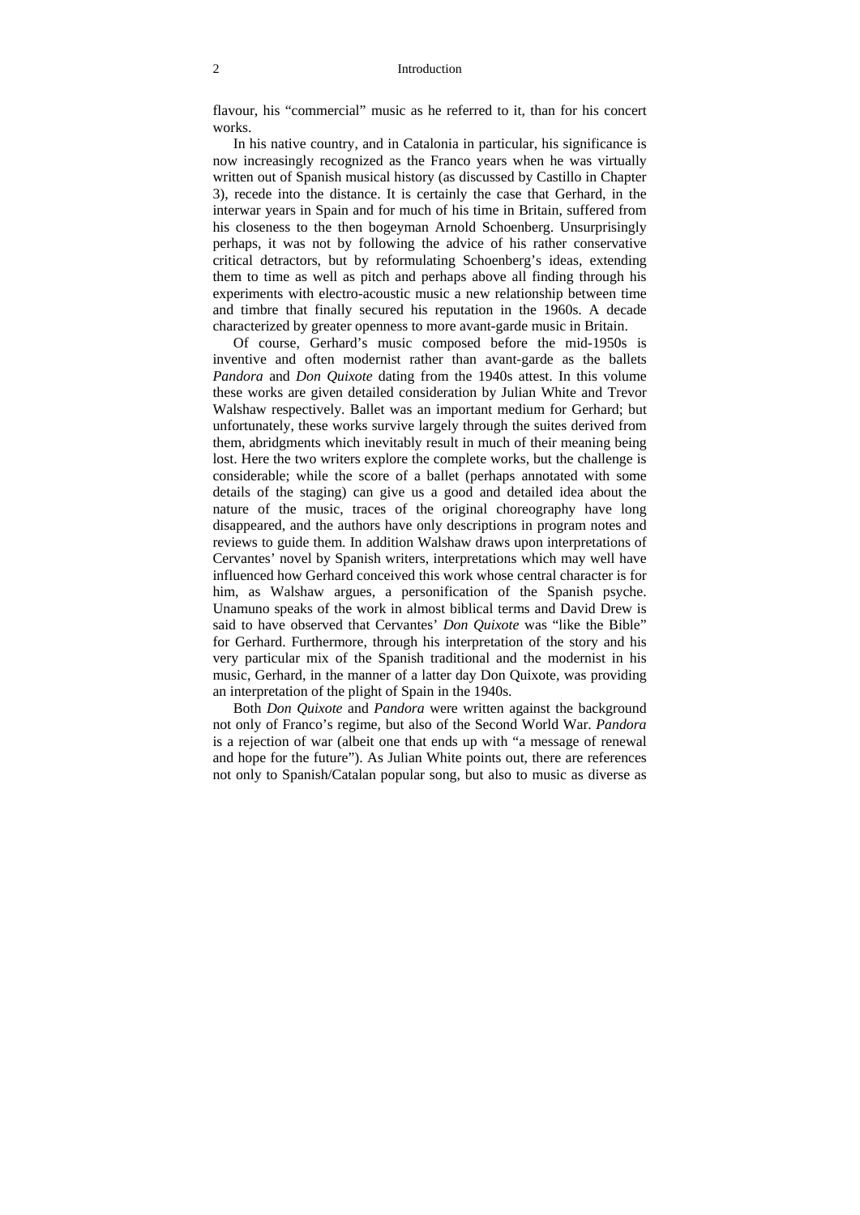flavour, his "commercial" music as he referred to it, than for his concert works.

In his native country, and in Catalonia in particular, his significance is now increasingly recognized as the Franco years when he was virtually written out of Spanish musical history (as discussed by Castillo in Chapter 3), recede into the distance. It is certainly the case that Gerhard, in the interwar years in Spain and for much of his time in Britain, suffered from his closeness to the then bogeyman Arnold Schoenberg. Unsurprisingly perhaps, it was not by following the advice of his rather conservative critical detractors, but by reformulating Schoenberg's ideas, extending them to time as well as pitch and perhaps above all finding through his experiments with electro-acoustic music a new relationship between time and timbre that finally secured his reputation in the 1960s. A decade characterized by greater openness to more avant-garde music in Britain.

Of course, Gerhard's music composed before the mid-1950s is inventive and often modernist rather than avant-garde as the ballets *Pandora* and *Don Quixote* dating from the 1940s attest. In this volume these works are given detailed consideration by Julian White and Trevor Walshaw respectively. Ballet was an important medium for Gerhard; but unfortunately, these works survive largely through the suites derived from them, abridgments which inevitably result in much of their meaning being lost. Here the two writers explore the complete works, but the challenge is considerable; while the score of a ballet (perhaps annotated with some details of the staging) can give us a good and detailed idea about the nature of the music, traces of the original choreography have long disappeared, and the authors have only descriptions in program notes and reviews to guide them. In addition Walshaw draws upon interpretations of Cervantes' novel by Spanish writers, interpretations which may well have influenced how Gerhard conceived this work whose central character is for him, as Walshaw argues, a personification of the Spanish psyche. Unamuno speaks of the work in almost biblical terms and David Drew is said to have observed that Cervantes' *Don Quixote* was "like the Bible" for Gerhard. Furthermore, through his interpretation of the story and his very particular mix of the Spanish traditional and the modernist in his music, Gerhard, in the manner of a latter day Don Quixote, was providing an interpretation of the plight of Spain in the 1940s.

Both *Don Quixote* and *Pandora* were written against the background not only of Franco's regime, but also of the Second World War. *Pandora* is a rejection of war (albeit one that ends up with "a message of renewal and hope for the future"). As Julian White points out, there are references not only to Spanish/Catalan popular song, but also to music as diverse as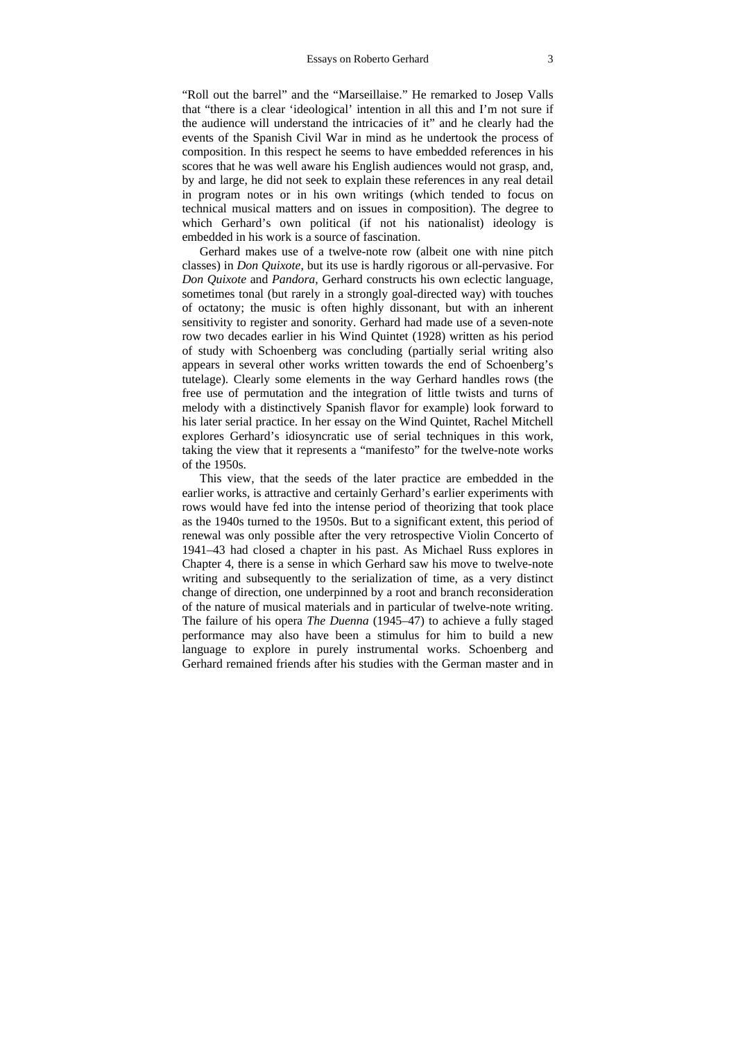"Roll out the barrel" and the "Marseillaise." He remarked to Josep Valls that "there is a clear 'ideological' intention in all this and I'm not sure if the audience will understand the intricacies of it" and he clearly had the events of the Spanish Civil War in mind as he undertook the process of composition. In this respect he seems to have embedded references in his scores that he was well aware his English audiences would not grasp, and, by and large, he did not seek to explain these references in any real detail in program notes or in his own writings (which tended to focus on technical musical matters and on issues in composition). The degree to which Gerhard's own political (if not his nationalist) ideology is embedded in his work is a source of fascination.

Gerhard makes use of a twelve-note row (albeit one with nine pitch classes) in *Don Quixote*, but its use is hardly rigorous or all-pervasive. For *Don Quixote* and *Pandora*, Gerhard constructs his own eclectic language, sometimes tonal (but rarely in a strongly goal-directed way) with touches of octatony; the music is often highly dissonant, but with an inherent sensitivity to register and sonority. Gerhard had made use of a seven-note row two decades earlier in his Wind Quintet (1928) written as his period of study with Schoenberg was concluding (partially serial writing also appears in several other works written towards the end of Schoenberg's tutelage). Clearly some elements in the way Gerhard handles rows (the free use of permutation and the integration of little twists and turns of melody with a distinctively Spanish flavor for example) look forward to his later serial practice. In her essay on the Wind Quintet, Rachel Mitchell explores Gerhard's idiosyncratic use of serial techniques in this work, taking the view that it represents a "manifesto" for the twelve-note works of the 1950s.

This view, that the seeds of the later practice are embedded in the earlier works, is attractive and certainly Gerhard's earlier experiments with rows would have fed into the intense period of theorizing that took place as the 1940s turned to the 1950s. But to a significant extent, this period of renewal was only possible after the very retrospective Violin Concerto of 1941–43 had closed a chapter in his past. As Michael Russ explores in Chapter 4, there is a sense in which Gerhard saw his move to twelve-note writing and subsequently to the serialization of time, as a very distinct change of direction, one underpinned by a root and branch reconsideration of the nature of musical materials and in particular of twelve-note writing. The failure of his opera *The Duenna* (1945–47) to achieve a fully staged performance may also have been a stimulus for him to build a new language to explore in purely instrumental works. Schoenberg and Gerhard remained friends after his studies with the German master and in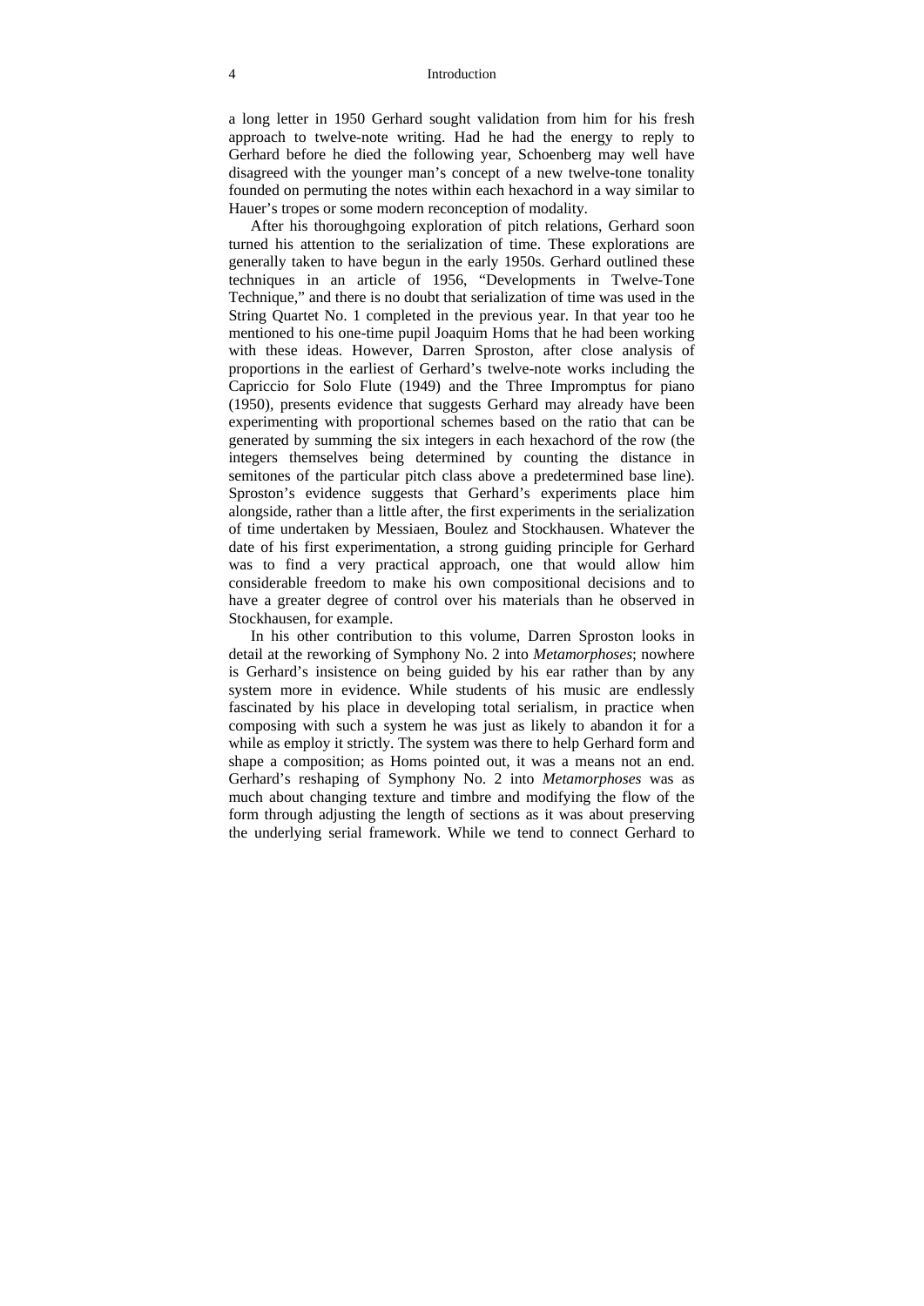a long letter in 1950 Gerhard sought validation from him for his fresh approach to twelve-note writing. Had he had the energy to reply to Gerhard before he died the following year, Schoenberg may well have disagreed with the younger man's concept of a new twelve-tone tonality founded on permuting the notes within each hexachord in a way similar to Hauer's tropes or some modern reconception of modality.

After his thoroughgoing exploration of pitch relations, Gerhard soon turned his attention to the serialization of time. These explorations are generally taken to have begun in the early 1950s. Gerhard outlined these techniques in an article of 1956, "Developments in Twelve-Tone Technique," and there is no doubt that serialization of time was used in the String Quartet No. 1 completed in the previous year. In that year too he mentioned to his one-time pupil Joaquim Homs that he had been working with these ideas. However, Darren Sproston, after close analysis of proportions in the earliest of Gerhard's twelve-note works including the Capriccio for Solo Flute (1949) and the Three Impromptus for piano (1950), presents evidence that suggests Gerhard may already have been experimenting with proportional schemes based on the ratio that can be generated by summing the six integers in each hexachord of the row (the integers themselves being determined by counting the distance in semitones of the particular pitch class above a predetermined base line). Sproston's evidence suggests that Gerhard's experiments place him alongside, rather than a little after, the first experiments in the serialization of time undertaken by Messiaen, Boulez and Stockhausen. Whatever the date of his first experimentation, a strong guiding principle for Gerhard was to find a very practical approach, one that would allow him considerable freedom to make his own compositional decisions and to have a greater degree of control over his materials than he observed in Stockhausen, for example.

In his other contribution to this volume, Darren Sproston looks in detail at the reworking of Symphony No. 2 into *Metamorphoses*; nowhere is Gerhard's insistence on being guided by his ear rather than by any system more in evidence. While students of his music are endlessly fascinated by his place in developing total serialism, in practice when composing with such a system he was just as likely to abandon it for a while as employ it strictly. The system was there to help Gerhard form and shape a composition; as Homs pointed out, it was a means not an end. Gerhard's reshaping of Symphony No. 2 into *Metamorphoses* was as much about changing texture and timbre and modifying the flow of the form through adjusting the length of sections as it was about preserving the underlying serial framework. While we tend to connect Gerhard to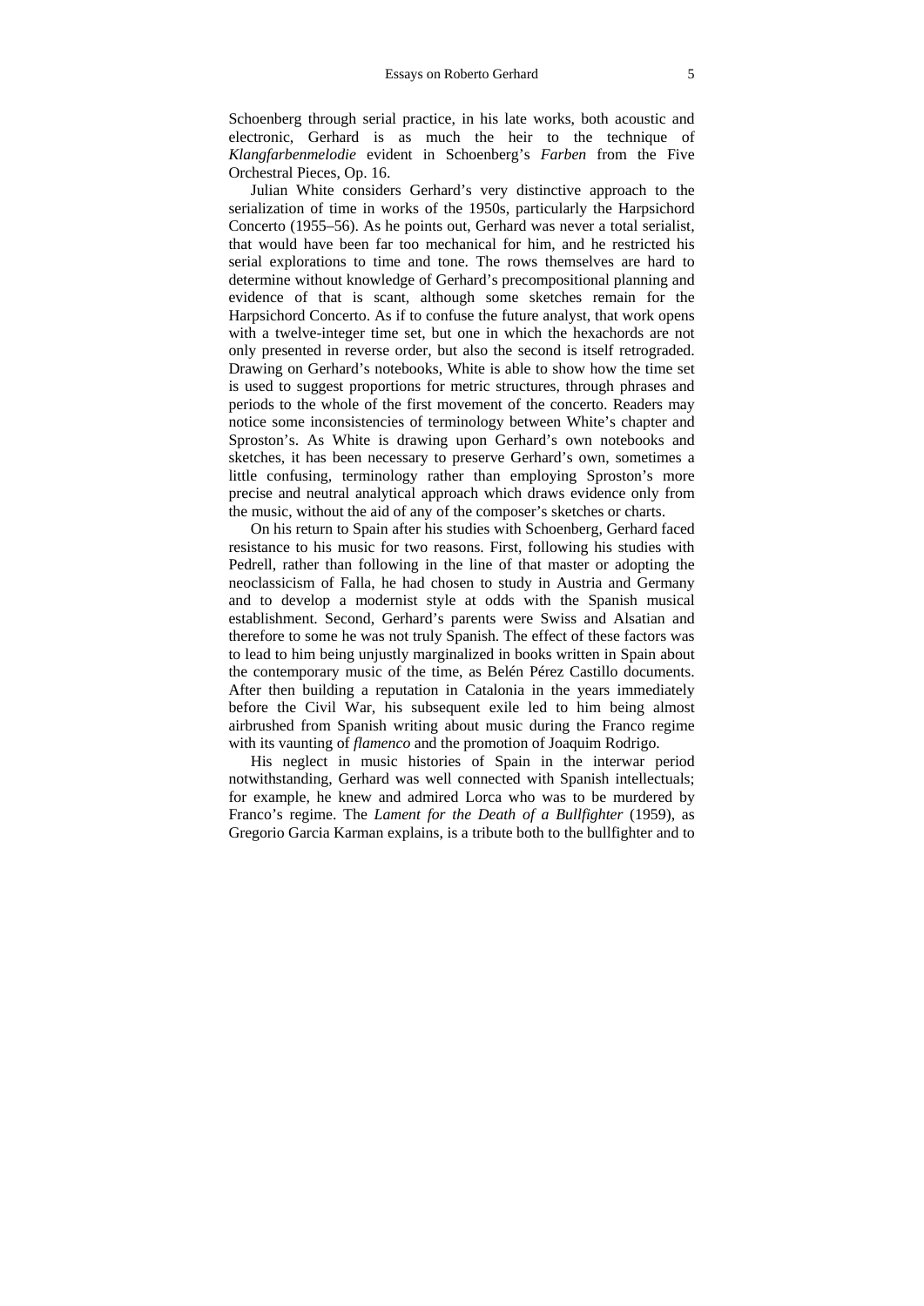Schoenberg through serial practice, in his late works, both acoustic and electronic, Gerhard is as much the heir to the technique of *Klangfarbenmelodie* evident in Schoenberg's *Farben* from the Five Orchestral Pieces, Op. 16.

Julian White considers Gerhard's very distinctive approach to the serialization of time in works of the 1950s, particularly the Harpsichord Concerto (1955–56). As he points out, Gerhard was never a total serialist, that would have been far too mechanical for him, and he restricted his serial explorations to time and tone. The rows themselves are hard to determine without knowledge of Gerhard's precompositional planning and evidence of that is scant, although some sketches remain for the Harpsichord Concerto. As if to confuse the future analyst, that work opens with a twelve-integer time set, but one in which the hexachords are not only presented in reverse order, but also the second is itself retrograded. Drawing on Gerhard's notebooks, White is able to show how the time set is used to suggest proportions for metric structures, through phrases and periods to the whole of the first movement of the concerto. Readers may notice some inconsistencies of terminology between White's chapter and Sproston's. As White is drawing upon Gerhard's own notebooks and sketches, it has been necessary to preserve Gerhard's own, sometimes a little confusing, terminology rather than employing Sproston's more precise and neutral analytical approach which draws evidence only from the music, without the aid of any of the composer's sketches or charts.

On his return to Spain after his studies with Schoenberg, Gerhard faced resistance to his music for two reasons. First, following his studies with Pedrell, rather than following in the line of that master or adopting the neoclassicism of Falla, he had chosen to study in Austria and Germany and to develop a modernist style at odds with the Spanish musical establishment. Second, Gerhard's parents were Swiss and Alsatian and therefore to some he was not truly Spanish. The effect of these factors was to lead to him being unjustly marginalized in books written in Spain about the contemporary music of the time, as Belén Pérez Castillo documents. After then building a reputation in Catalonia in the years immediately before the Civil War, his subsequent exile led to him being almost airbrushed from Spanish writing about music during the Franco regime with its vaunting of *flamenco* and the promotion of Joaquim Rodrigo.

His neglect in music histories of Spain in the interwar period notwithstanding, Gerhard was well connected with Spanish intellectuals; for example, he knew and admired Lorca who was to be murdered by Franco's regime. The *Lament for the Death of a Bullfighter* (1959), as Gregorio Garcia Karman explains, is a tribute both to the bullfighter and to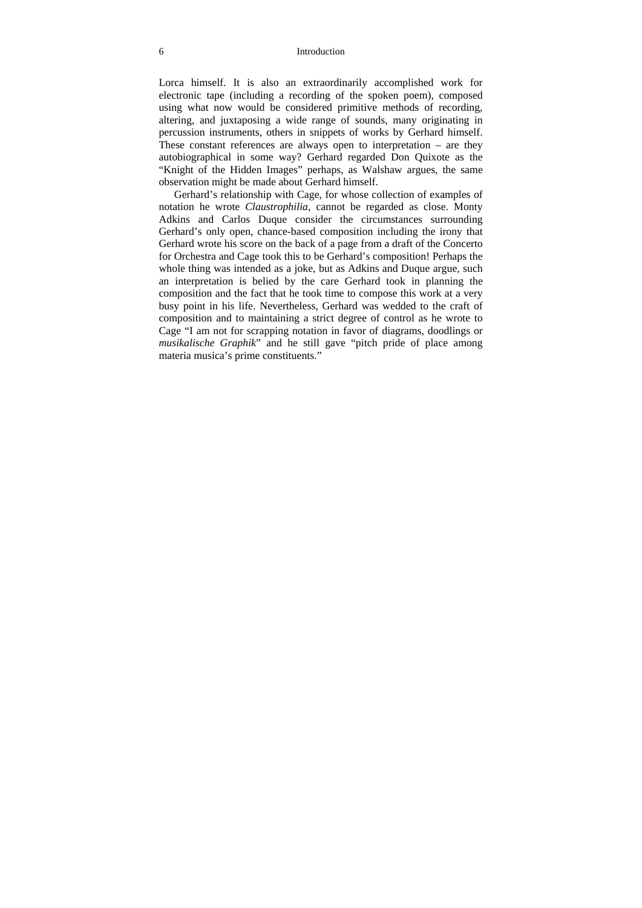Lorca himself. It is also an extraordinarily accomplished work for electronic tape (including a recording of the spoken poem), composed using what now would be considered primitive methods of recording, altering, and juxtaposing a wide range of sounds, many originating in percussion instruments, others in snippets of works by Gerhard himself. These constant references are always open to interpretation – are they autobiographical in some way? Gerhard regarded Don Quixote as the "Knight of the Hidden Images" perhaps, as Walshaw argues, the same observation might be made about Gerhard himself.

Gerhard's relationship with Cage, for whose collection of examples of notation he wrote *Claustrophilia*, cannot be regarded as close. Monty Adkins and Carlos Duque consider the circumstances surrounding Gerhard's only open, chance-based composition including the irony that Gerhard wrote his score on the back of a page from a draft of the Concerto for Orchestra and Cage took this to be Gerhard's composition! Perhaps the whole thing was intended as a joke, but as Adkins and Duque argue, such an interpretation is belied by the care Gerhard took in planning the composition and the fact that he took time to compose this work at a very busy point in his life. Nevertheless, Gerhard was wedded to the craft of composition and to maintaining a strict degree of control as he wrote to Cage "I am not for scrapping notation in favor of diagrams, doodlings or *musikalische Graphik*" and he still gave "pitch pride of place among materia musica's prime constituents."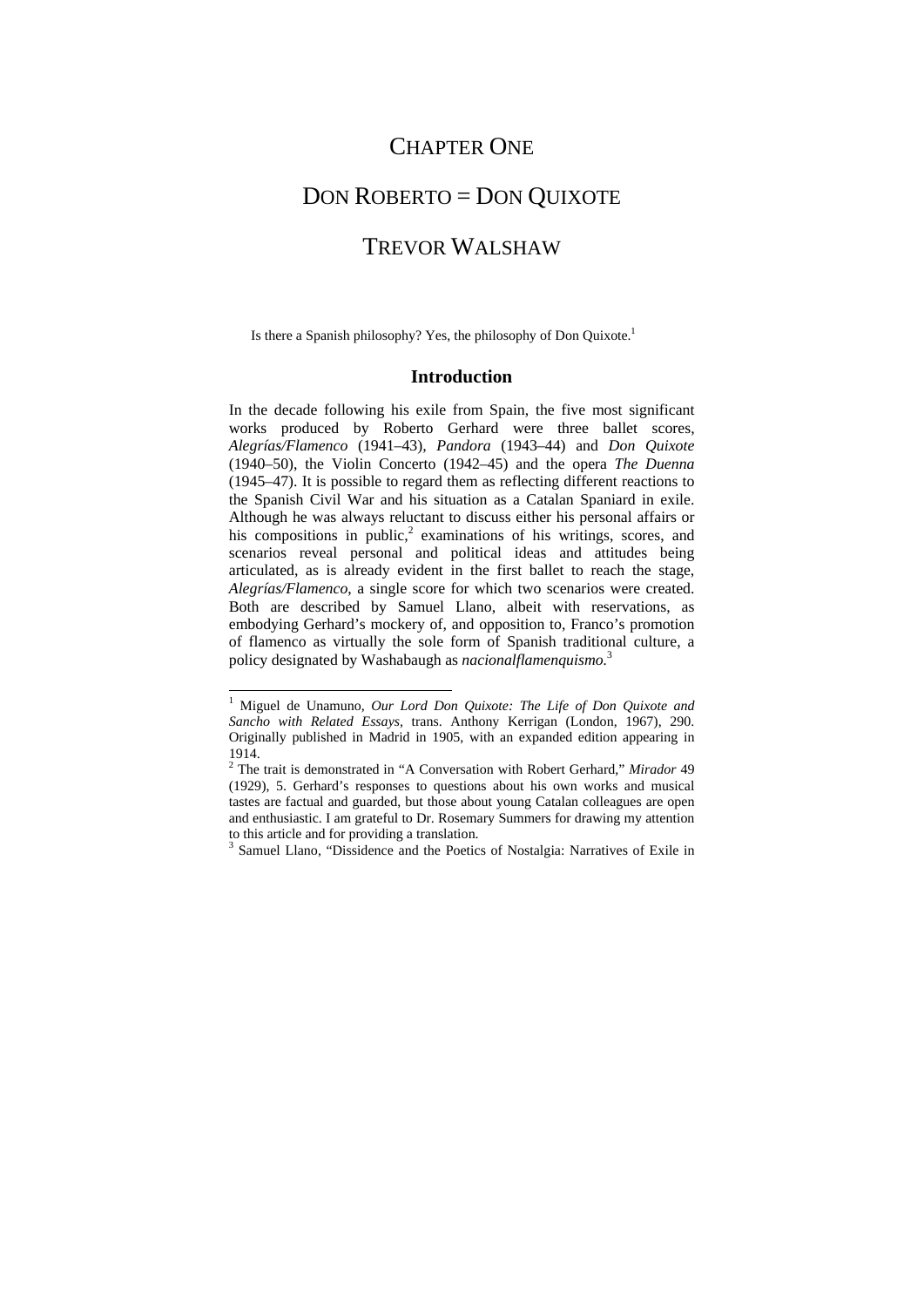# CHAPTER ONE

# DON ROBERTO = DON QUIXOTE

## TREVOR WALSHAW

> Is there a Spanish philosophy? Yes, the philosophy of Don Quixote.[1]

### Introduction

In the decade following his exile from Spain, the five most significant works produced by Roberto Gerhard were three ballet scores, *Alegrías/Flamenco* (1941–43), *Pandora* (1943–44) and *Don Quixote* (1940–50), the Violin Concerto (1942–45) and the opera *The Duenna* (1945–47). It is possible to regard them as reflecting different reactions to the Spanish Civil War and his situation as a Catalan Spaniard in exile. Although he was always reluctant to discuss either his personal affairs or his compositions in public,[2] examinations of his writings, scores, and scenarios reveal personal and political ideas and attitudes being articulated, as is already evident in the first ballet to reach the stage, *Alegrías/Flamenco*, a single score for which two scenarios were created. Both are described by Samuel Llano, albeit with reservations, as embodying Gerhard's mockery of, and opposition to, Franco's promotion of flamenco as virtually the sole form of Spanish traditional culture, a policy designated by Washabaugh as *nacionalflamenquismo*.[3]

---

[1] Miguel de Unamuno, *Our Lord Don Quixote: The Life of Don Quixote and Sancho with Related Essays*, trans. Anthony Kerrigan (London, 1967), 290. Originally published in Madrid in 1905, with an expanded edition appearing in 1914.

[2] The trait is demonstrated in "A Conversation with Robert Gerhard," *Mirador* 49 (1929), 5. Gerhard's responses to questions about his own works and musical tastes are factual and guarded, but those about young Catalan colleagues are open and enthusiastic. I am grateful to Dr. Rosemary Summers for drawing my attention to this article and for providing a translation.

[3] Samuel Llano, "Dissidence and the Poetics of Nostalgia: Narratives of Exile in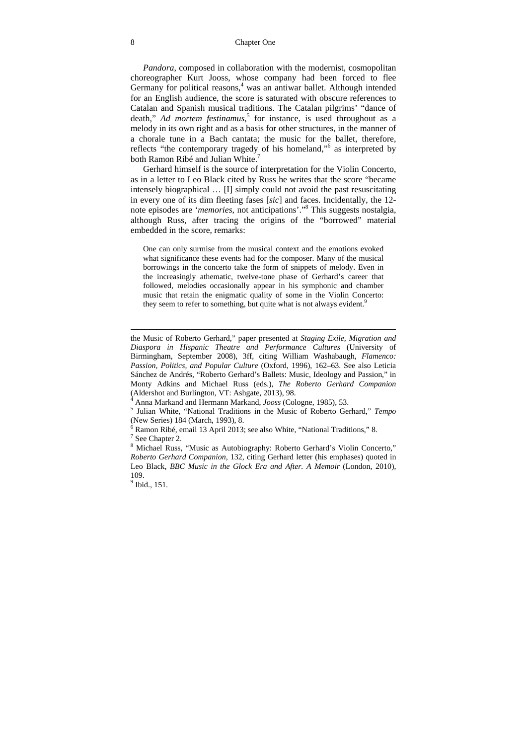*Pandora*, composed in collaboration with the modernist, cosmopolitan choreographer Kurt Jooss, whose company had been forced to flee Germany for political reasons,[4] was an antiwar ballet. Although intended for an English audience, the score is saturated with obscure references to Catalan and Spanish musical traditions. The Catalan pilgrims' "dance of death," *Ad mortem festinamus*,[5] for instance, is used throughout as a melody in its own right and as a basis for other structures, in the manner of a chorale tune in a Bach cantata; the music for the ballet, therefore, reflects "the contemporary tragedy of his homeland,"[6] as interpreted by both Ramon Ribé and Julian White.[7]

Gerhard himself is the source of interpretation for the Violin Concerto, as in a letter to Leo Black cited by Russ he writes that the score "became intensely biographical … [I] simply could not avoid the past resuscitating in every one of its dim fleeting fases [*sic*] and faces. Incidentally, the 12-note episodes are '*memories*, not anticipations'."[8] This suggests nostalgia, although Russ, after tracing the origins of the "borrowed" material embedded in the score, remarks:

> One can only surmise from the musical context and the emotions evoked what significance these events had for the composer. Many of the musical borrowings in the concerto take the form of snippets of melody. Even in the increasingly athematic, twelve-tone phase of Gerhard's career that followed, melodies occasionally appear in his symphonic and chamber music that retain the enigmatic quality of some in the Violin Concerto: they seem to refer to something, but quite what is not always evident.[9]

---

the Music of Roberto Gerhard," paper presented at *Staging Exile, Migration and Diaspora in Hispanic Theatre and Performance Cultures* (University of Birmingham, September 2008), 3ff, citing William Washabaugh, *Flamenco: Passion, Politics, and Popular Culture* (Oxford, 1996), 162–63. See also Leticia Sánchez de Andrés, "Roberto Gerhard's Ballets: Music, Ideology and Passion," in Monty Adkins and Michael Russ (eds.), *The Roberto Gerhard Companion* (Aldershot and Burlington, VT: Ashgate, 2013), 98.

[4] Anna Markand and Hermann Markand, *Jooss* (Cologne, 1985), 53.

[5] Julian White, "National Traditions in the Music of Roberto Gerhard," *Tempo* (New Series) 184 (March, 1993), 8.

[6] Ramon Ribé, email 13 April 2013; see also White, "National Traditions," 8.

[7] See Chapter 2.

[8] Michael Russ, "Music as Autobiography: Roberto Gerhard's Violin Concerto," *Roberto Gerhard Companion*, 132, citing Gerhard letter (his emphases) quoted in Leo Black, *BBC Music in the Glock Era and After. A Memoir* (London, 2010), 109.

[9] Ibid., 151.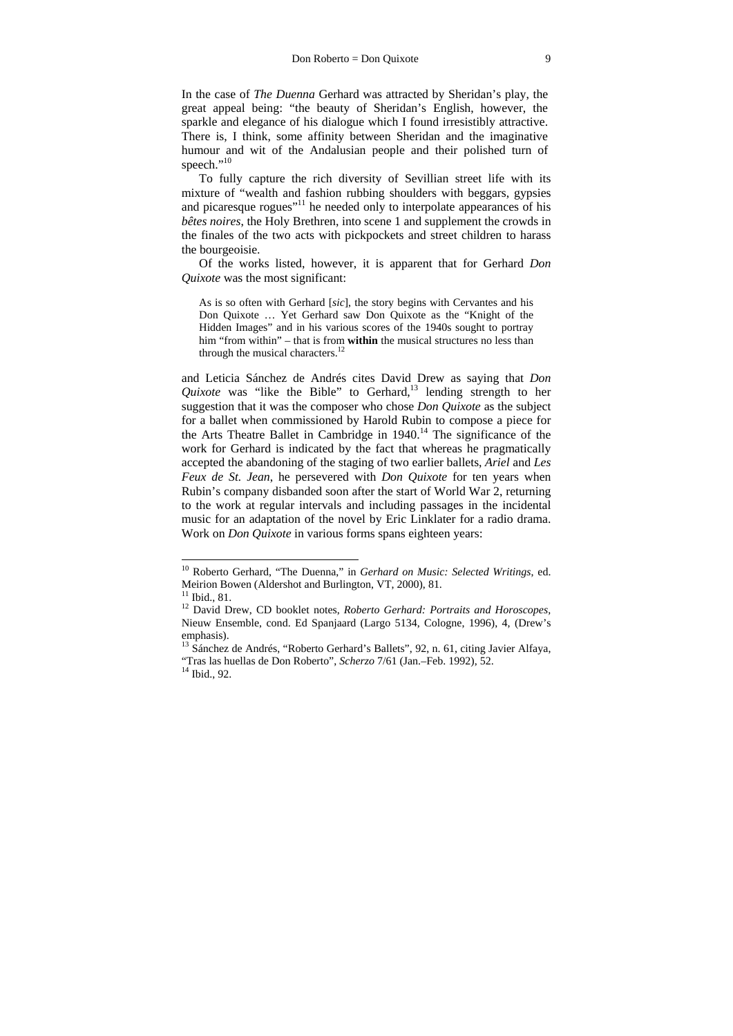In the case of *The Duenna* Gerhard was attracted by Sheridan's play, the great appeal being: "the beauty of Sheridan's English, however, the sparkle and elegance of his dialogue which I found irresistibly attractive. There is, I think, some affinity between Sheridan and the imaginative humour and wit of the Andalusian people and their polished turn of speech."[10]

To fully capture the rich diversity of Sevillian street life with its mixture of "wealth and fashion rubbing shoulders with beggars, gypsies and picaresque rogues"[11] he needed only to interpolate appearances of his *bêtes noires*, the Holy Brethren, into scene 1 and supplement the crowds in the finales of the two acts with pickpockets and street children to harass the bourgeoisie.

Of the works listed, however, it is apparent that for Gerhard *Don Quixote* was the most significant:

> As is so often with Gerhard [*sic*], the story begins with Cervantes and his Don Quixote … Yet Gerhard saw Don Quixote as the "Knight of the Hidden Images" and in his various scores of the 1940s sought to portray him "from within" – that is from **within** the musical structures no less than through the musical characters.[12]

and Leticia Sánchez de Andrés cites David Drew as saying that *Don Quixote* was "like the Bible" to Gerhard,[13] lending strength to her suggestion that it was the composer who chose *Don Quixote* as the subject for a ballet when commissioned by Harold Rubin to compose a piece for the Arts Theatre Ballet in Cambridge in 1940.[14] The significance of the work for Gerhard is indicated by the fact that whereas he pragmatically accepted the abandoning of the staging of two earlier ballets, *Ariel* and *Les Feux de St. Jean*, he persevered with *Don Quixote* for ten years when Rubin's company disbanded soon after the start of World War 2, returning to the work at regular intervals and including passages in the incidental music for an adaptation of the novel by Eric Linklater for a radio drama. Work on *Don Quixote* in various forms spans eighteen years:

---

[10] Roberto Gerhard, "The Duenna," in *Gerhard on Music: Selected Writings*, ed. Meirion Bowen (Aldershot and Burlington, VT, 2000), 81.

[11] Ibid., 81.

[12] David Drew, CD booklet notes, *Roberto Gerhard: Portraits and Horoscopes*, Nieuw Ensemble, cond. Ed Spanjaard (Largo 5134, Cologne, 1996), 4, (Drew's emphasis).

[13] Sánchez de Andrés, "Roberto Gerhard's Ballets", 92, n. 61, citing Javier Alfaya, "Tras las huellas de Don Roberto", *Scherzo* 7/61 (Jan.–Feb. 1992), 52.

[14] Ibid., 92.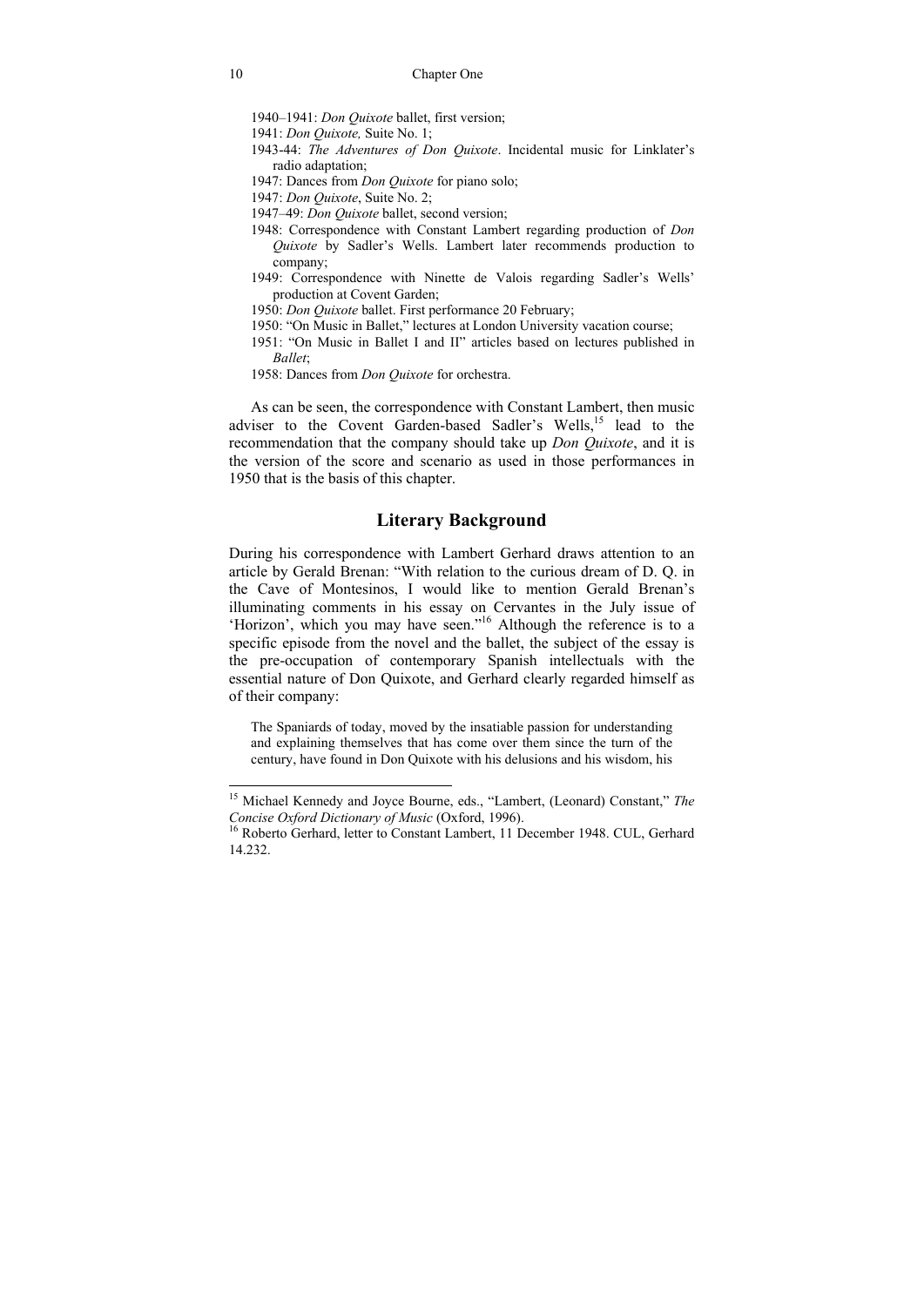1940–1941: *Don Quixote* ballet, first version;
1941: *Don Quixote,* Suite No. 1;
1943-44: *The Adventures of Don Quixote*. Incidental music for Linklater's radio adaptation;
1947: Dances from *Don Quixote* for piano solo;
1947: *Don Quixote*, Suite No. 2;
1947–49: *Don Quixote* ballet, second version;
1948: Correspondence with Constant Lambert regarding production of *Don Quixote* by Sadler's Wells. Lambert later recommends production to company;
1949: Correspondence with Ninette de Valois regarding Sadler's Wells' production at Covent Garden;
1950: *Don Quixote* ballet. First performance 20 February;
1950: "On Music in Ballet," lectures at London University vacation course;
1951: "On Music in Ballet I and II" articles based on lectures published in *Ballet*;
1958: Dances from *Don Quixote* for orchestra.

As can be seen, the correspondence with Constant Lambert, then music adviser to the Covent Garden-based Sadler's Wells,[15] lead to the recommendation that the company should take up *Don Quixote*, and it is the version of the score and scenario as used in those performances in 1950 that is the basis of this chapter.

## Literary Background

During his correspondence with Lambert Gerhard draws attention to an article by Gerald Brenan: "With relation to the curious dream of D. Q. in the Cave of Montesinos, I would like to mention Gerald Brenan's illuminating comments in his essay on Cervantes in the July issue of 'Horizon', which you may have seen."[16] Although the reference is to a specific episode from the novel and the ballet, the subject of the essay is the pre-occupation of contemporary Spanish intellectuals with the essential nature of Don Quixote, and Gerhard clearly regarded himself as of their company:

> The Spaniards of today, moved by the insatiable passion for understanding and explaining themselves that has come over them since the turn of the century, have found in Don Quixote with his delusions and his wisdom, his

---

[15] Michael Kennedy and Joyce Bourne, eds., "Lambert, (Leonard) Constant," *The Concise Oxford Dictionary of Music* (Oxford, 1996).

[16] Roberto Gerhard, letter to Constant Lambert, 11 December 1948. CUL, Gerhard 14.232.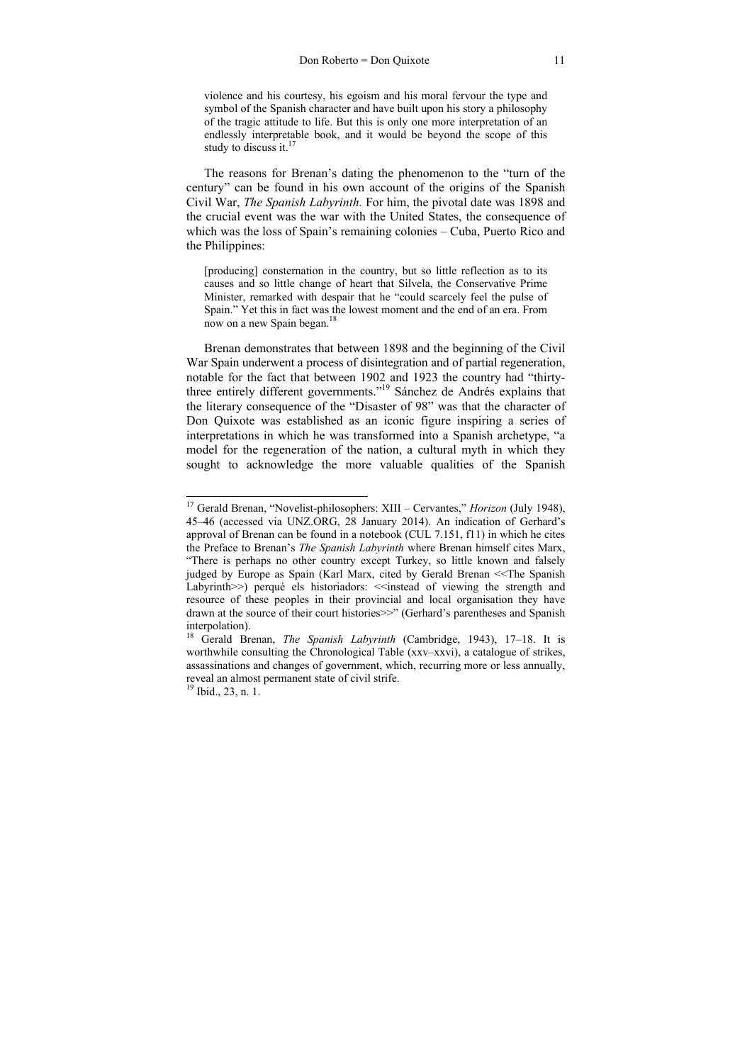> violence and his courtesy, his egoism and his moral fervour the type and symbol of the Spanish character and have built upon his story a philosophy of the tragic attitude to life. But this is only one more interpretation of an endlessly interpretable book, and it would be beyond the scope of this study to discuss it.[17]

The reasons for Brenan's dating the phenomenon to the "turn of the century" can be found in his own account of the origins of the Spanish Civil War, *The Spanish Labyrinth.* For him, the pivotal date was 1898 and the crucial event was the war with the United States, the consequence of which was the loss of Spain's remaining colonies – Cuba, Puerto Rico and the Philippines:

> [producing] consternation in the country, but so little reflection as to its causes and so little change of heart that Silvela, the Conservative Prime Minister, remarked with despair that he "could scarcely feel the pulse of Spain." Yet this in fact was the lowest moment and the end of an era. From now on a new Spain began.[18]

Brenan demonstrates that between 1898 and the beginning of the Civil War Spain underwent a process of disintegration and of partial regeneration, notable for the fact that between 1902 and 1923 the country had "thirty-three entirely different governments."[19] Sánchez de Andrés explains that the literary consequence of the "Disaster of 98" was that the character of Don Quixote was established as an iconic figure inspiring a series of interpretations in which he was transformed into a Spanish archetype, "a model for the regeneration of the nation, a cultural myth in which they sought to acknowledge the more valuable qualities of the Spanish

---

[17] Gerald Brenan, "Novelist-philosophers: XIII – Cervantes," *Horizon* (July 1948), 45–46 (accessed via UNZ.ORG, 28 January 2014). An indication of Gerhard's approval of Brenan can be found in a notebook (CUL 7.151, f11) in which he cites the Preface to Brenan's *The Spanish Labyrinth* where Brenan himself cites Marx, "There is perhaps no other country except Turkey, so little known and falsely judged by Europe as Spain (Karl Marx, cited by Gerald Brenan <<The Spanish Labyrinth>>) perqué els historiadors: <<instead of viewing the strength and resource of these peoples in their provincial and local organisation they have drawn at the source of their court histories>>" (Gerhard's parentheses and Spanish interpolation).

[18] Gerald Brenan, *The Spanish Labyrinth* (Cambridge, 1943), 17–18. It is worthwhile consulting the Chronological Table (xxv–xxvi), a catalogue of strikes, assassinations and changes of government, which, recurring more or less annually, reveal an almost permanent state of civil strife.

[19] Ibid., 23, n. 1.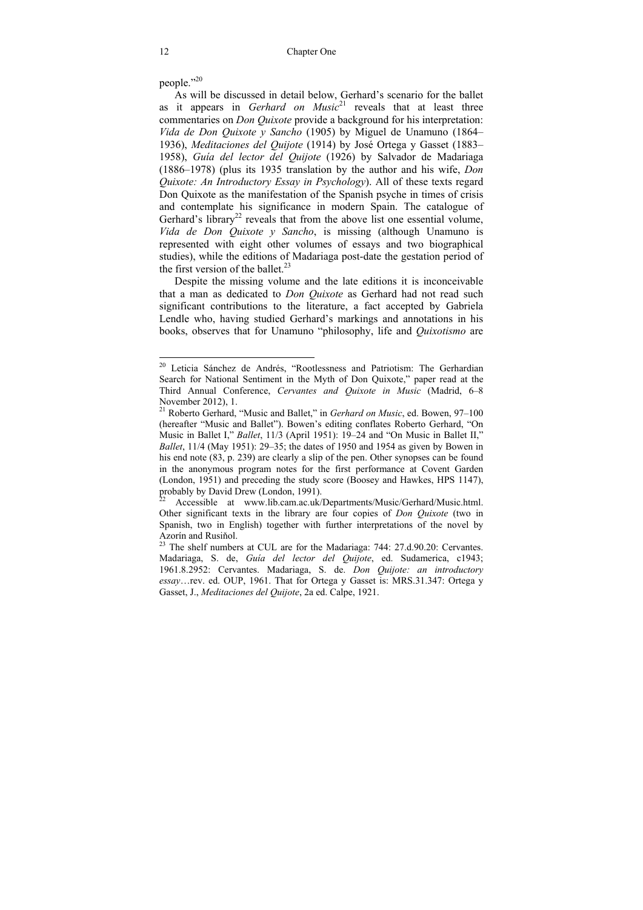people."[20]

As will be discussed in detail below, Gerhard's scenario for the ballet as it appears in *Gerhard on Music*[21] reveals that at least three commentaries on *Don Quixote* provide a background for his interpretation: *Vida de Don Quixote y Sancho* (1905) by Miguel de Unamuno (1864–1936), *Meditaciones del Quijote* (1914) by José Ortega y Gasset (1883–1958), *Guía del lector del Quijote* (1926) by Salvador de Madariaga (1886–1978) (plus its 1935 translation by the author and his wife, *Don Quixote: An Introductory Essay in Psychology*). All of these texts regard Don Quixote as the manifestation of the Spanish psyche in times of crisis and contemplate his significance in modern Spain. The catalogue of Gerhard's library[22] reveals that from the above list one essential volume, *Vida de Don Quixote y Sancho*, is missing (although Unamuno is represented with eight other volumes of essays and two biographical studies), while the editions of Madariaga post-date the gestation period of the first version of the ballet.[23]

Despite the missing volume and the late editions it is inconceivable that a man as dedicated to *Don Quixote* as Gerhard had not read such significant contributions to the literature, a fact accepted by Gabriela Lendle who, having studied Gerhard's markings and annotations in his books, observes that for Unamuno "philosophy, life and *Quixotismo* are

---

[20] Leticia Sánchez de Andrés, "Rootlessness and Patriotism: The Gerhardian Search for National Sentiment in the Myth of Don Quixote," paper read at the Third Annual Conference, *Cervantes and Quixote in Music* (Madrid, 6–8 November 2012), 1.

[21] Roberto Gerhard, "Music and Ballet," in *Gerhard on Music*, ed. Bowen, 97–100 (hereafter "Music and Ballet"). Bowen's editing conflates Roberto Gerhard, "On Music in Ballet I," *Ballet*, 11/3 (April 1951): 19–24 and "On Music in Ballet II," *Ballet*, 11/4 (May 1951): 29–35; the dates of 1950 and 1954 as given by Bowen in his end note (83, p. 239) are clearly a slip of the pen. Other synopses can be found in the anonymous program notes for the first performance at Covent Garden (London, 1951) and preceding the study score (Boosey and Hawkes, HPS 1147), probably by David Drew (London, 1991).

[22] Accessible at www.lib.cam.ac.uk/Departments/Music/Gerhard/Music.html. Other significant texts in the library are four copies of *Don Quixote* (two in Spanish, two in English) together with further interpretations of the novel by Azorín and Rusiñol.

[23] The shelf numbers at CUL are for the Madariaga: 744: 27.d.90.20: Cervantes. Madariaga, S. de, *Guía del lector del Quijote*, ed. Sudamerica, c1943; 1961.8.2952: Cervantes. Madariaga, S. de. *Don Quijote: an introductory essay*…rev. ed. OUP, 1961. That for Ortega y Gasset is: MRS.31.347: Ortega y Gasset, J., *Meditaciones del Quijote*, 2a ed. Calpe, 1921.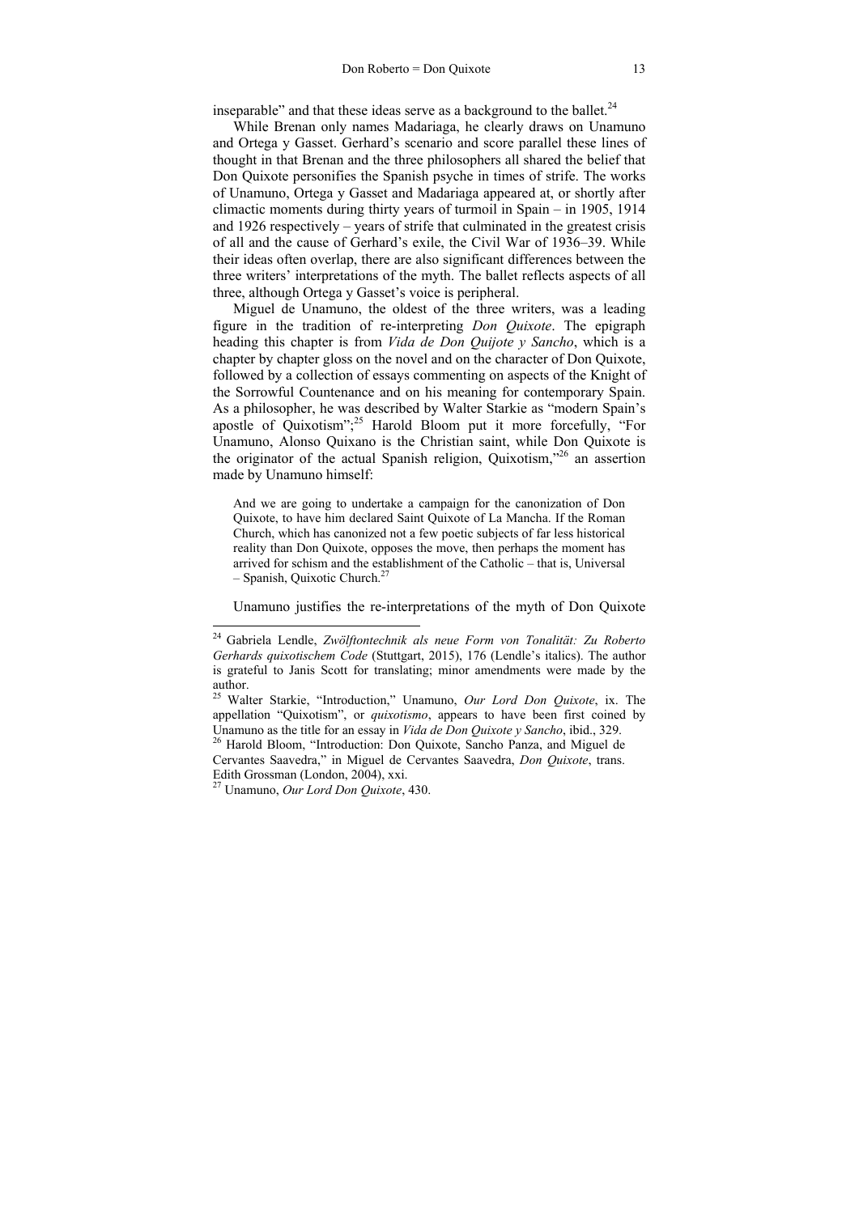inseparable" and that these ideas serve as a background to the ballet.[24]

While Brenan only names Madariaga, he clearly draws on Unamuno and Ortega y Gasset. Gerhard's scenario and score parallel these lines of thought in that Brenan and the three philosophers all shared the belief that Don Quixote personifies the Spanish psyche in times of strife. The works of Unamuno, Ortega y Gasset and Madariaga appeared at, or shortly after climactic moments during thirty years of turmoil in Spain – in 1905, 1914 and 1926 respectively – years of strife that culminated in the greatest crisis of all and the cause of Gerhard's exile, the Civil War of 1936–39. While their ideas often overlap, there are also significant differences between the three writers' interpretations of the myth. The ballet reflects aspects of all three, although Ortega y Gasset's voice is peripheral.

Miguel de Unamuno, the oldest of the three writers, was a leading figure in the tradition of re-interpreting *Don Quixote*. The epigraph heading this chapter is from *Vida de Don Quijote y Sancho*, which is a chapter by chapter gloss on the novel and on the character of Don Quixote, followed by a collection of essays commenting on aspects of the Knight of the Sorrowful Countenance and on his meaning for contemporary Spain. As a philosopher, he was described by Walter Starkie as "modern Spain's apostle of Quixotism";[25] Harold Bloom put it more forcefully, "For Unamuno, Alonso Quixano is the Christian saint, while Don Quixote is the originator of the actual Spanish religion, Quixotism,"[26] an assertion made by Unamuno himself:

> And we are going to undertake a campaign for the canonization of Don Quixote, to have him declared Saint Quixote of La Mancha. If the Roman Church, which has canonized not a few poetic subjects of far less historical reality than Don Quixote, opposes the move, then perhaps the moment has arrived for schism and the establishment of the Catholic – that is, Universal – Spanish, Quixotic Church.[27]

Unamuno justifies the re-interpretations of the myth of Don Quixote

---

[24] Gabriela Lendle, *Zwölftontechnik als neue Form von Tonalität: Zu Roberto Gerhards quixotischem Code* (Stuttgart, 2015), 176 (Lendle's italics). The author is grateful to Janis Scott for translating; minor amendments were made by the author.

[25] Walter Starkie, "Introduction," Unamuno, *Our Lord Don Quixote*, ix. The appellation "Quixotism", or *quixotismo*, appears to have been first coined by Unamuno as the title for an essay in *Vida de Don Quixote y Sancho*, ibid., 329.

[26] Harold Bloom, "Introduction: Don Quixote, Sancho Panza, and Miguel de Cervantes Saavedra," in Miguel de Cervantes Saavedra, *Don Quixote*, trans. Edith Grossman (London, 2004), xxi.

[27] Unamuno, *Our Lord Don Quixote*, 430.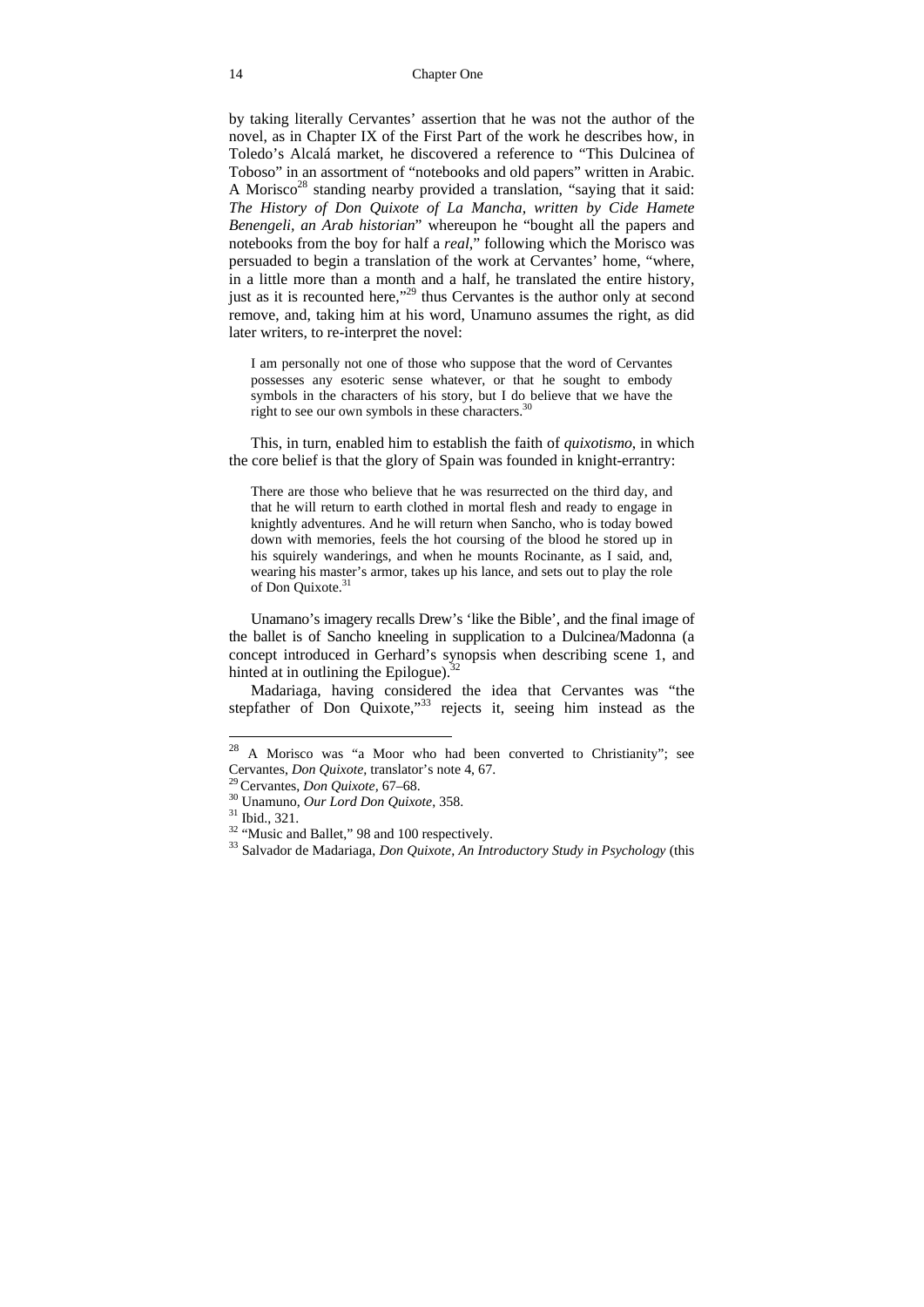by taking literally Cervantes' assertion that he was not the author of the novel, as in Chapter IX of the First Part of the work he describes how, in Toledo's Alcalá market, he discovered a reference to "This Dulcinea of Toboso" in an assortment of "notebooks and old papers" written in Arabic. A Morisco[28] standing nearby provided a translation, "saying that it said: *The History of Don Quixote of La Mancha, written by Cide Hamete Benengeli, an Arab historian*" whereupon he "bought all the papers and notebooks from the boy for half a *real*," following which the Morisco was persuaded to begin a translation of the work at Cervantes' home, "where, in a little more than a month and a half, he translated the entire history, just as it is recounted here,"[29] thus Cervantes is the author only at second remove, and, taking him at his word, Unamuno assumes the right, as did later writers, to re-interpret the novel:

> I am personally not one of those who suppose that the word of Cervantes possesses any esoteric sense whatever, or that he sought to embody symbols in the characters of his story, but I do believe that we have the right to see our own symbols in these characters.[30]

This, in turn, enabled him to establish the faith of *quixotismo*, in which the core belief is that the glory of Spain was founded in knight-errantry:

> There are those who believe that he was resurrected on the third day, and that he will return to earth clothed in mortal flesh and ready to engage in knightly adventures. And he will return when Sancho, who is today bowed down with memories, feels the hot coursing of the blood he stored up in his squirely wanderings, and when he mounts Rocinante, as I said, and, wearing his master's armor, takes up his lance, and sets out to play the role of Don Quixote.[31]

Unamano's imagery recalls Drew's 'like the Bible', and the final image of the ballet is of Sancho kneeling in supplication to a Dulcinea/Madonna (a concept introduced in Gerhard's synopsis when describing scene 1, and hinted at in outlining the Epilogue).[32]

Madariaga, having considered the idea that Cervantes was "the stepfather of Don Quixote,"[33] rejects it, seeing him instead as the

---

[28] A Morisco was "a Moor who had been converted to Christianity"; see Cervantes, *Don Quixote*, translator's note 4, 67.

[29] Cervantes, *Don Quixote*, 67–68.

[30] Unamuno, *Our Lord Don Quixote*, 358.

[31] Ibid., 321.

[32] "Music and Ballet," 98 and 100 respectively.

[33] Salvador de Madariaga, *Don Quixote, An Introductory Study in Psychology* (this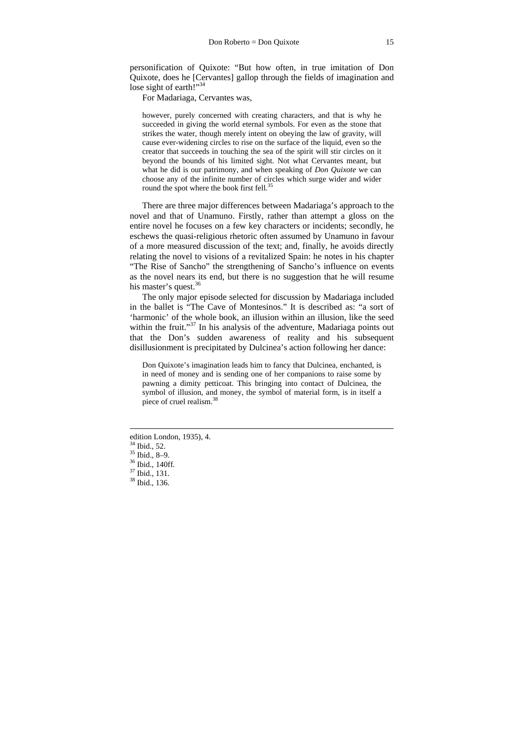personification of Quixote: "But how often, in true imitation of Don Quixote, does he [Cervantes] gallop through the fields of imagination and lose sight of earth!"[34]

For Madariaga, Cervantes was,

> however, purely concerned with creating characters, and that is why he succeeded in giving the world eternal symbols. For even as the stone that strikes the water, though merely intent on obeying the law of gravity, will cause ever-widening circles to rise on the surface of the liquid, even so the creator that succeeds in touching the sea of the spirit will stir circles on it beyond the bounds of his limited sight. Not what Cervantes meant, but what he did is our patrimony, and when speaking of *Don Quixote* we can choose any of the infinite number of circles which surge wider and wider round the spot where the book first fell.[35]

There are three major differences between Madariaga's approach to the novel and that of Unamuno. Firstly, rather than attempt a gloss on the entire novel he focuses on a few key characters or incidents; secondly, he eschews the quasi-religious rhetoric often assumed by Unamuno in favour of a more measured discussion of the text; and, finally, he avoids directly relating the novel to visions of a revitalized Spain: he notes in his chapter "The Rise of Sancho" the strengthening of Sancho's influence on events as the novel nears its end, but there is no suggestion that he will resume his master's quest.[36]

The only major episode selected for discussion by Madariaga included in the ballet is "The Cave of Montesinos." It is described as: "a sort of 'harmonic' of the whole book, an illusion within an illusion, like the seed within the fruit."[37] In his analysis of the adventure, Madariaga points out that the Don's sudden awareness of reality and his subsequent disillusionment is precipitated by Dulcinea's action following her dance:

> Don Quixote's imagination leads him to fancy that Dulcinea, enchanted, is in need of money and is sending one of her companions to raise some by pawning a dimity petticoat. This bringing into contact of Dulcinea, the symbol of illusion, and money, the symbol of material form, is in itself a piece of cruel realism.[38]

---

edition London, 1935), 4.

[34] Ibid., 52.

[35] Ibid., 8–9.

[36] Ibid., 140ff.

[37] Ibid., 131.

[38] Ibid., 136.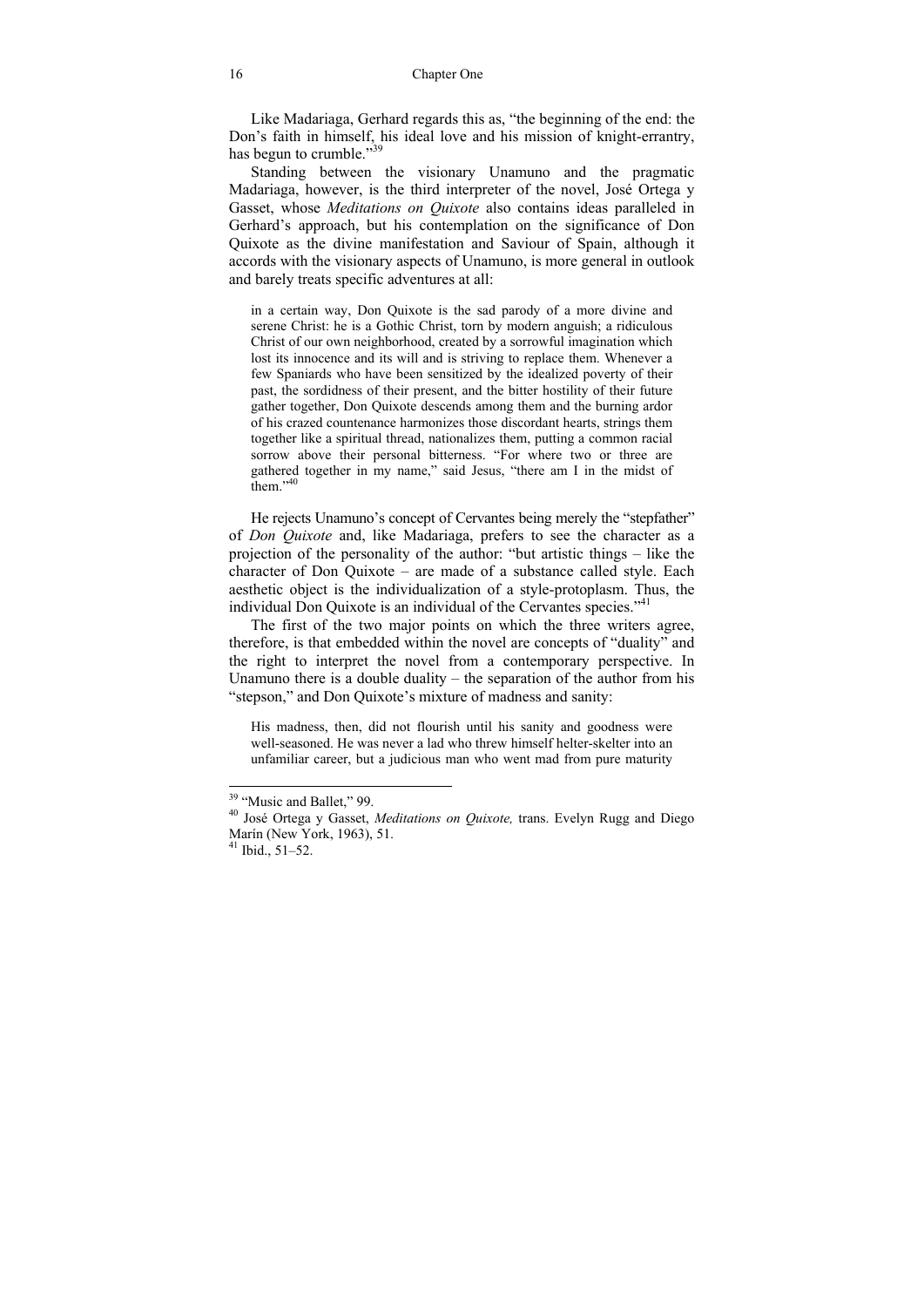Like Madariaga, Gerhard regards this as, "the beginning of the end: the Don's faith in himself, his ideal love and his mission of knight-errantry, has begun to crumble."[39]

Standing between the visionary Unamuno and the pragmatic Madariaga, however, is the third interpreter of the novel, José Ortega y Gasset, whose *Meditations on Quixote* also contains ideas paralleled in Gerhard's approach, but his contemplation on the significance of Don Quixote as the divine manifestation and Saviour of Spain, although it accords with the visionary aspects of Unamuno, is more general in outlook and barely treats specific adventures at all:

> in a certain way, Don Quixote is the sad parody of a more divine and serene Christ: he is a Gothic Christ, torn by modern anguish; a ridiculous Christ of our own neighborhood, created by a sorrowful imagination which lost its innocence and its will and is striving to replace them. Whenever a few Spaniards who have been sensitized by the idealized poverty of their past, the sordidness of their present, and the bitter hostility of their future gather together, Don Quixote descends among them and the burning ardor of his crazed countenance harmonizes those discordant hearts, strings them together like a spiritual thread, nationalizes them, putting a common racial sorrow above their personal bitterness. "For where two or three are gathered together in my name," said Jesus, "there am I in the midst of them."[40]

He rejects Unamuno's concept of Cervantes being merely the "stepfather" of *Don Quixote* and, like Madariaga, prefers to see the character as a projection of the personality of the author: "but artistic things – like the character of Don Quixote – are made of a substance called style. Each aesthetic object is the individualization of a style-protoplasm. Thus, the individual Don Quixote is an individual of the Cervantes species."[41]

The first of the two major points on which the three writers agree, therefore, is that embedded within the novel are concepts of "duality" and the right to interpret the novel from a contemporary perspective. In Unamuno there is a double duality – the separation of the author from his "stepson," and Don Quixote's mixture of madness and sanity:

> His madness, then, did not flourish until his sanity and goodness were well-seasoned. He was never a lad who threw himself helter-skelter into an unfamiliar career, but a judicious man who went mad from pure maturity

---

[39] "Music and Ballet," 99.

[40] José Ortega y Gasset, *Meditations on Quixote,* trans. Evelyn Rugg and Diego Marín (New York, 1963), 51.

[41] Ibid., 51–52.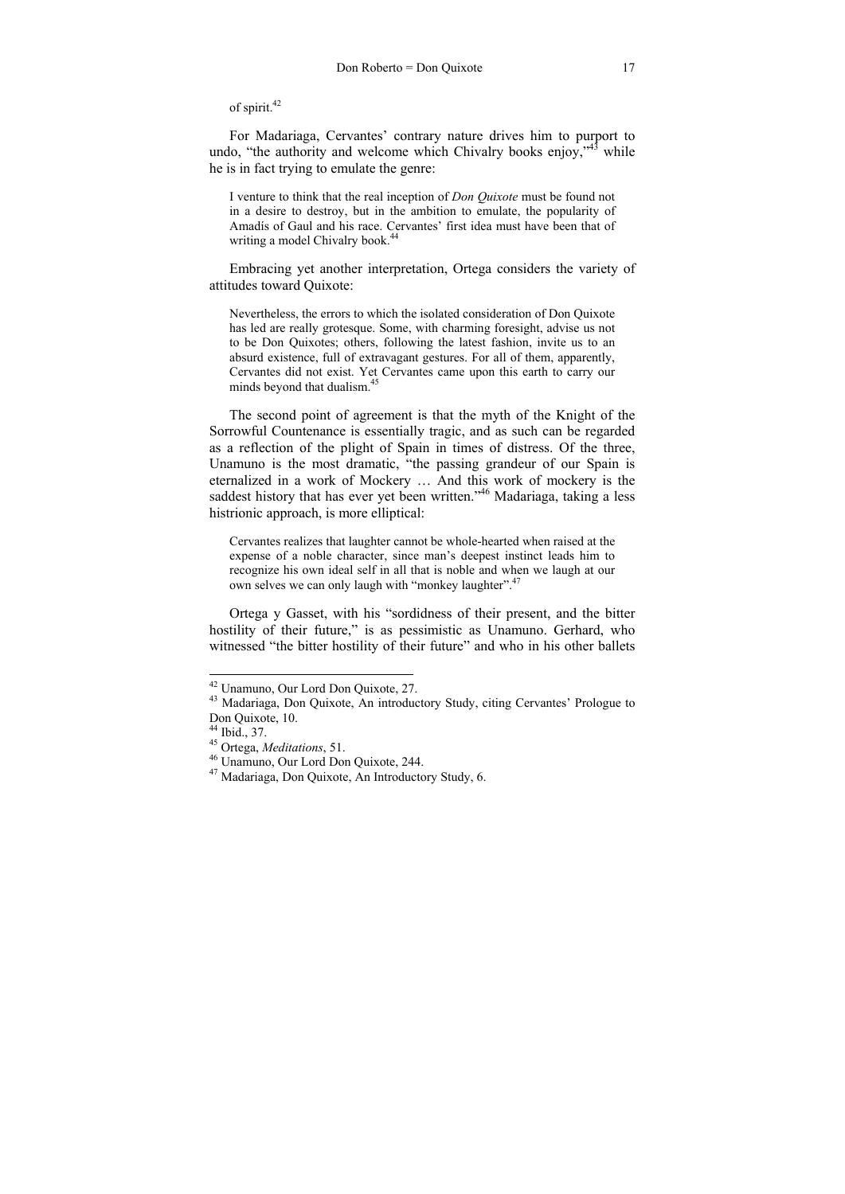of spirit.[42]

For Madariaga, Cervantes' contrary nature drives him to purport to undo, "the authority and welcome which Chivalry books enjoy,"[43] while he is in fact trying to emulate the genre:

> I venture to think that the real inception of *Don Quixote* must be found not in a desire to destroy, but in the ambition to emulate, the popularity of Amadís of Gaul and his race. Cervantes' first idea must have been that of writing a model Chivalry book.[44]

Embracing yet another interpretation, Ortega considers the variety of attitudes toward Quixote:

> Nevertheless, the errors to which the isolated consideration of Don Quixote has led are really grotesque. Some, with charming foresight, advise us not to be Don Quixotes; others, following the latest fashion, invite us to an absurd existence, full of extravagant gestures. For all of them, apparently, Cervantes did not exist. Yet Cervantes came upon this earth to carry our minds beyond that dualism.[45]

The second point of agreement is that the myth of the Knight of the Sorrowful Countenance is essentially tragic, and as such can be regarded as a reflection of the plight of Spain in times of distress. Of the three, Unamuno is the most dramatic, "the passing grandeur of our Spain is eternalized in a work of Mockery … And this work of mockery is the saddest history that has ever yet been written."[46] Madariaga, taking a less histrionic approach, is more elliptical:

> Cervantes realizes that laughter cannot be whole-hearted when raised at the expense of a noble character, since man's deepest instinct leads him to recognize his own ideal self in all that is noble and when we laugh at our own selves we can only laugh with "monkey laughter".[47]

Ortega y Gasset, with his "sordidness of their present, and the bitter hostility of their future," is as pessimistic as Unamuno. Gerhard, who witnessed "the bitter hostility of their future" and who in his other ballets

---

[42] Unamuno, Our Lord Don Quixote, 27.

[43] Madariaga, Don Quixote, An introductory Study, citing Cervantes' Prologue to Don Quixote, 10.

[44] Ibid., 37.

[45] Ortega, *Meditations*, 51.

[46] Unamuno, Our Lord Don Quixote, 244.

[47] Madariaga, Don Quixote, An Introductory Study, 6.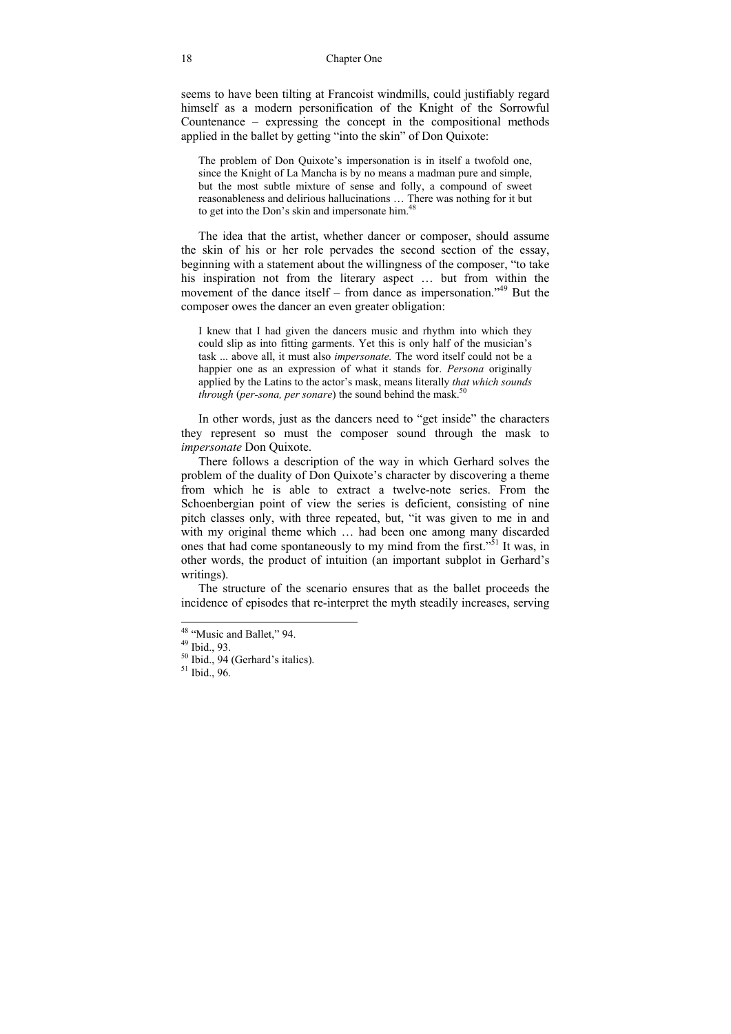seems to have been tilting at Francoist windmills, could justifiably regard himself as a modern personification of the Knight of the Sorrowful Countenance – expressing the concept in the compositional methods applied in the ballet by getting "into the skin" of Don Quixote:

> The problem of Don Quixote's impersonation is in itself a twofold one, since the Knight of La Mancha is by no means a madman pure and simple, but the most subtle mixture of sense and folly, a compound of sweet reasonableness and delirious hallucinations … There was nothing for it but to get into the Don's skin and impersonate him.[48]

The idea that the artist, whether dancer or composer, should assume the skin of his or her role pervades the second section of the essay, beginning with a statement about the willingness of the composer, "to take his inspiration not from the literary aspect … but from within the movement of the dance itself – from dance as impersonation."[49] But the composer owes the dancer an even greater obligation:

> I knew that I had given the dancers music and rhythm into which they could slip as into fitting garments. Yet this is only half of the musician's task ... above all, it must also *impersonate.* The word itself could not be a happier one as an expression of what it stands for. *Persona* originally applied by the Latins to the actor's mask, means literally *that which sounds through* (*per-sona, per sonare*) the sound behind the mask.[50]

In other words, just as the dancers need to "get inside" the characters they represent so must the composer sound through the mask to *impersonate* Don Quixote.

There follows a description of the way in which Gerhard solves the problem of the duality of Don Quixote's character by discovering a theme from which he is able to extract a twelve-note series. From the Schoenbergian point of view the series is deficient, consisting of nine pitch classes only, with three repeated, but, "it was given to me in and with my original theme which … had been one among many discarded ones that had come spontaneously to my mind from the first."[51] It was, in other words, the product of intuition (an important subplot in Gerhard's writings).

The structure of the scenario ensures that as the ballet proceeds the incidence of episodes that re-interpret the myth steadily increases, serving

---

[48] "Music and Ballet," 94.

[49] Ibid., 93.

[50] Ibid., 94 (Gerhard's italics).

[51] Ibid., 96.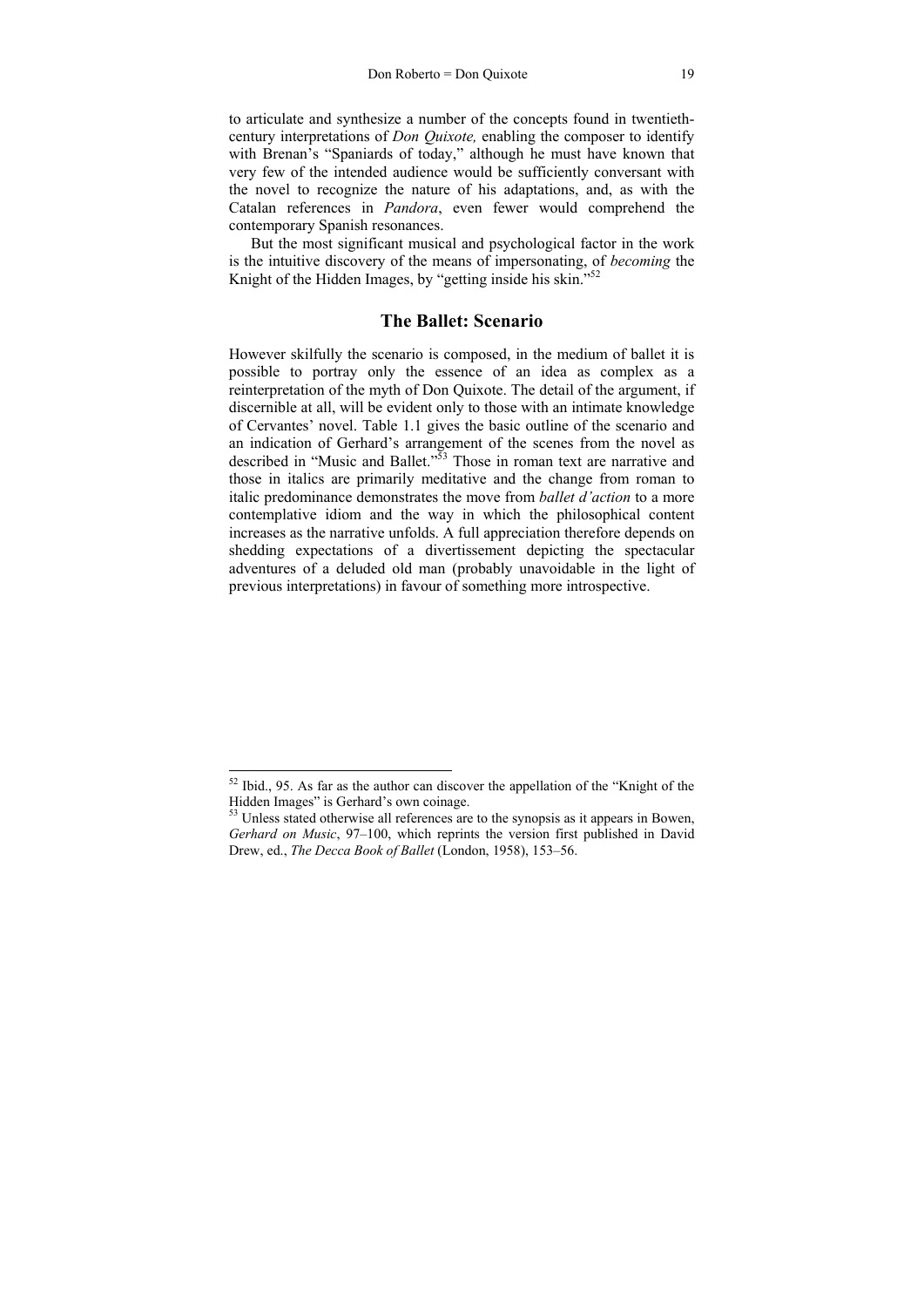to articulate and synthesize a number of the concepts found in twentieth-century interpretations of *Don Quixote,* enabling the composer to identify with Brenan's "Spaniards of today," although he must have known that very few of the intended audience would be sufficiently conversant with the novel to recognize the nature of his adaptations, and, as with the Catalan references in *Pandora*, even fewer would comprehend the contemporary Spanish resonances.

But the most significant musical and psychological factor in the work is the intuitive discovery of the means of impersonating, of *becoming* the Knight of the Hidden Images, by "getting inside his skin."[52]

## The Ballet: Scenario

However skilfully the scenario is composed, in the medium of ballet it is possible to portray only the essence of an idea as complex as a reinterpretation of the myth of Don Quixote. The detail of the argument, if discernible at all, will be evident only to those with an intimate knowledge of Cervantes' novel. Table 1.1 gives the basic outline of the scenario and an indication of Gerhard's arrangement of the scenes from the novel as described in "Music and Ballet."[53] Those in roman text are narrative and those in italics are primarily meditative and the change from roman to italic predominance demonstrates the move from *ballet d'action* to a more contemplative idiom and the way in which the philosophical content increases as the narrative unfolds. A full appreciation therefore depends on shedding expectations of a divertissement depicting the spectacular adventures of a deluded old man (probably unavoidable in the light of previous interpretations) in favour of something more introspective.

---

[52] Ibid., 95. As far as the author can discover the appellation of the "Knight of the Hidden Images" is Gerhard's own coinage.

[53] Unless stated otherwise all references are to the synopsis as it appears in Bowen, *Gerhard on Music*, 97–100, which reprints the version first published in David Drew, ed., *The Decca Book of Ballet* (London, 1958), 153–56.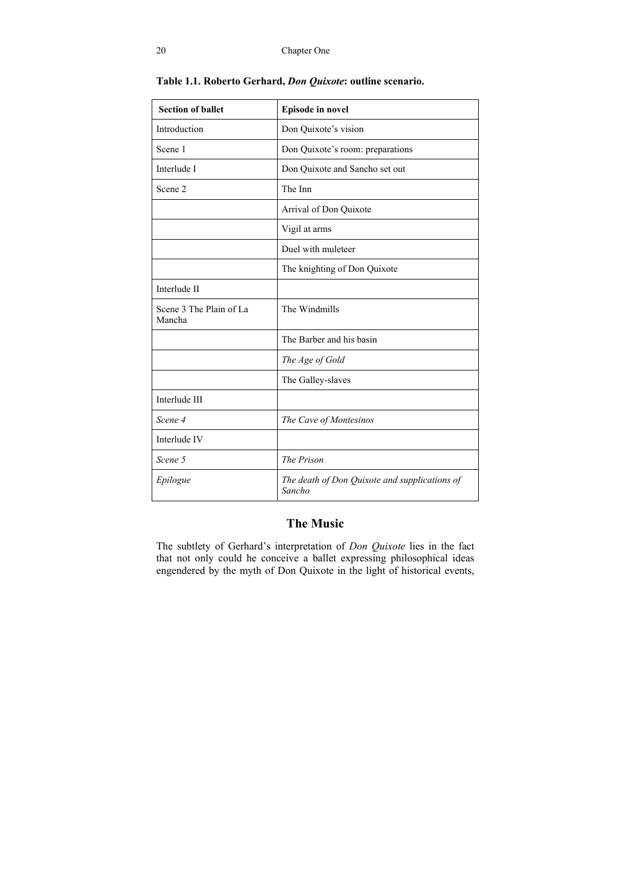**Table 1.1. Roberto Gerhard, *Don Quixote*: outline scenario.**

| **Section of ballet** | **Episode in novel** |
|---|---|
| Introduction | Don Quixote's vision |
| Scene 1 | Don Quixote's room: preparations |
| Interlude I | Don Quixote and Sancho set out |
| Scene 2 | The Inn |
| | Arrival of Don Quixote |
| | Vigil at arms |
| | Duel with muleteer |
| | The knighting of Don Quixote |
| Interlude II | |
| Scene 3 The Plain of La Mancha | The Windmills |
| | The Barber and his basin |
| | *The Age of Gold* |
| | The Galley-slaves |
| Interlude III | |
| *Scene 4* | *The Cave of Montesinos* |
| Interlude IV | |
| *Scene 5* | *The Prison* |
| *Epilogue* | *The death of Don Quixote and supplications of Sancho* |

## The Music

The subtlety of Gerhard's interpretation of *Don Quixote* lies in the fact that not only could he conceive a ballet expressing philosophical ideas engendered by the myth of Don Quixote in the light of historical events,